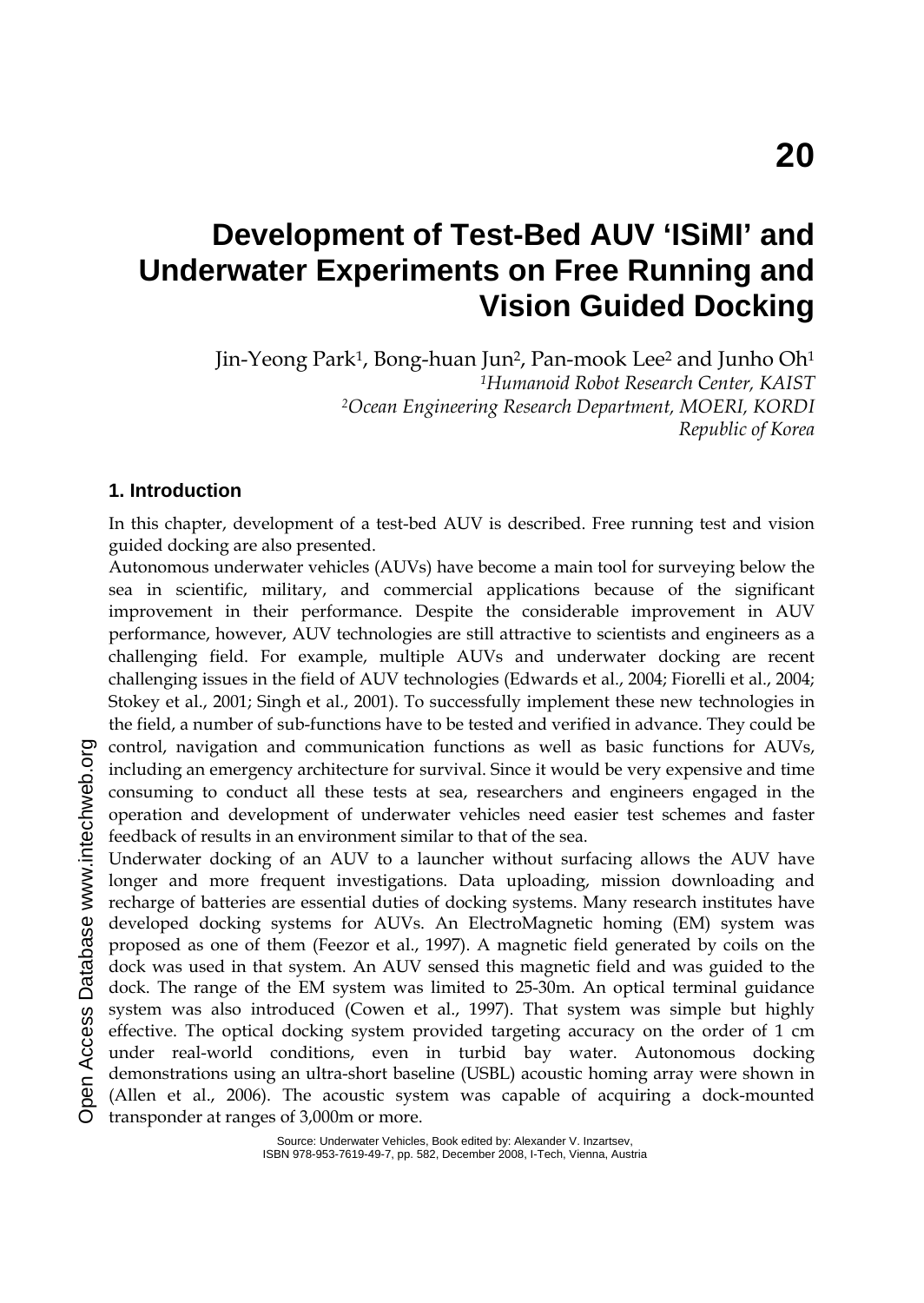# 20

# Development of Test-Bed AUV 'ISiMI' and Underwater Experiments on Free Running and Vision Guided Docking

Jin-Yeong Park[1], Bong-huan Jun[2], Pan-mook Lee[2] and Junho Oh[1]

[1]*Humanoid Robot Research Center, KAIST*
[2]*Ocean Engineering Research Department, MOERI, KORDI*
*Republic of Korea*

## 1. Introduction

In this chapter, development of a test-bed AUV is described. Free running test and vision guided docking are also presented.

Autonomous underwater vehicles (AUVs) have become a main tool for surveying below the sea in scientific, military, and commercial applications because of the significant improvement in their performance. Despite the considerable improvement in AUV performance, however, AUV technologies are still attractive to scientists and engineers as a challenging field. For example, multiple AUVs and underwater docking are recent challenging issues in the field of AUV technologies (Edwards et al., 2004; Fiorelli et al., 2004; Stokey et al., 2001; Singh et al., 2001). To successfully implement these new technologies in the field, a number of sub-functions have to be tested and verified in advance. They could be control, navigation and communication functions as well as basic functions for AUVs, including an emergency architecture for survival. Since it would be very expensive and time consuming to conduct all these tests at sea, researchers and engineers engaged in the operation and development of underwater vehicles need easier test schemes and faster feedback of results in an environment similar to that of the sea.

Underwater docking of an AUV to a launcher without surfacing allows the AUV have longer and more frequent investigations. Data uploading, mission downloading and recharge of batteries are essential duties of docking systems. Many research institutes have developed docking systems for AUVs. An ElectroMagnetic homing (EM) system was proposed as one of them (Feezor et al., 1997). A magnetic field generated by coils on the dock was used in that system. An AUV sensed this magnetic field and was guided to the dock. The range of the EM system was limited to 25-30m. An optical terminal guidance system was also introduced (Cowen et al., 1997). That system was simple but highly effective. The optical docking system provided targeting accuracy on the order of 1 cm under real-world conditions, even in turbid bay water. Autonomous docking demonstrations using an ultra-short baseline (USBL) acoustic homing array were shown in (Allen et al., 2006). The acoustic system was capable of acquiring a dock-mounted transponder at ranges of 3,000m or more.

Source: Underwater Vehicles, Book edited by: Alexander V. Inzartsev, ISBN 978-953-7619-49-7, pp. 582, December 2008, I-Tech, Vienna, Austria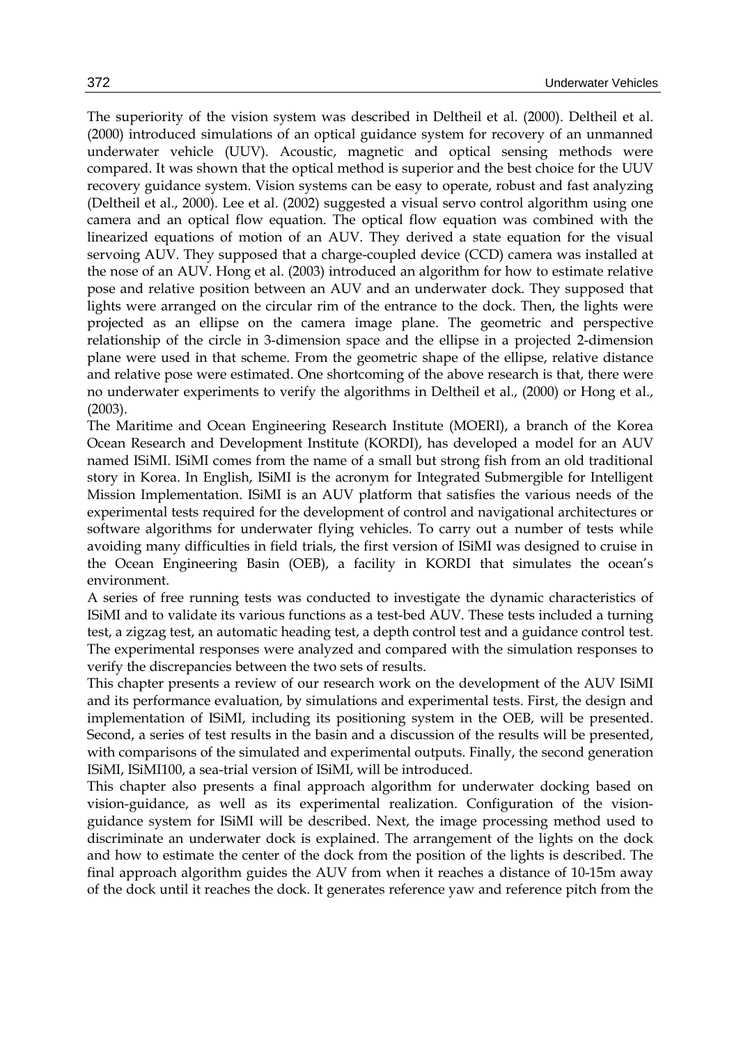The superiority of the vision system was described in Deltheil et al. (2000). Deltheil et al. (2000) introduced simulations of an optical guidance system for recovery of an unmanned underwater vehicle (UUV). Acoustic, magnetic and optical sensing methods were compared. It was shown that the optical method is superior and the best choice for the UUV recovery guidance system. Vision systems can be easy to operate, robust and fast analyzing (Deltheil et al., 2000). Lee et al. (2002) suggested a visual servo control algorithm using one camera and an optical flow equation. The optical flow equation was combined with the linearized equations of motion of an AUV. They derived a state equation for the visual servoing AUV. They supposed that a charge-coupled device (CCD) camera was installed at the nose of an AUV. Hong et al. (2003) introduced an algorithm for how to estimate relative pose and relative position between an AUV and an underwater dock. They supposed that lights were arranged on the circular rim of the entrance to the dock. Then, the lights were projected as an ellipse on the camera image plane. The geometric and perspective relationship of the circle in 3-dimension space and the ellipse in a projected 2-dimension plane were used in that scheme. From the geometric shape of the ellipse, relative distance and relative pose were estimated. One shortcoming of the above research is that, there were no underwater experiments to verify the algorithms in Deltheil et al., (2000) or Hong et al., (2003).

The Maritime and Ocean Engineering Research Institute (MOERI), a branch of the Korea Ocean Research and Development Institute (KORDI), has developed a model for an AUV named ISiMI. ISiMI comes from the name of a small but strong fish from an old traditional story in Korea. In English, ISiMI is the acronym for Integrated Submergible for Intelligent Mission Implementation. ISiMI is an AUV platform that satisfies the various needs of the experimental tests required for the development of control and navigational architectures or software algorithms for underwater flying vehicles. To carry out a number of tests while avoiding many difficulties in field trials, the first version of ISiMI was designed to cruise in the Ocean Engineering Basin (OEB), a facility in KORDI that simulates the ocean's environment.

A series of free running tests was conducted to investigate the dynamic characteristics of ISiMI and to validate its various functions as a test-bed AUV. These tests included a turning test, a zigzag test, an automatic heading test, a depth control test and a guidance control test. The experimental responses were analyzed and compared with the simulation responses to verify the discrepancies between the two sets of results.

This chapter presents a review of our research work on the development of the AUV ISiMI and its performance evaluation, by simulations and experimental tests. First, the design and implementation of ISiMI, including its positioning system in the OEB, will be presented. Second, a series of test results in the basin and a discussion of the results will be presented, with comparisons of the simulated and experimental outputs. Finally, the second generation ISiMI, ISiMI100, a sea-trial version of ISiMI, will be introduced.

This chapter also presents a final approach algorithm for underwater docking based on vision-guidance, as well as its experimental realization. Configuration of the vision-guidance system for ISiMI will be described. Next, the image processing method used to discriminate an underwater dock is explained. The arrangement of the lights on the dock and how to estimate the center of the dock from the position of the lights is described. The final approach algorithm guides the AUV from when it reaches a distance of 10-15m away of the dock until it reaches the dock. It generates reference yaw and reference pitch from the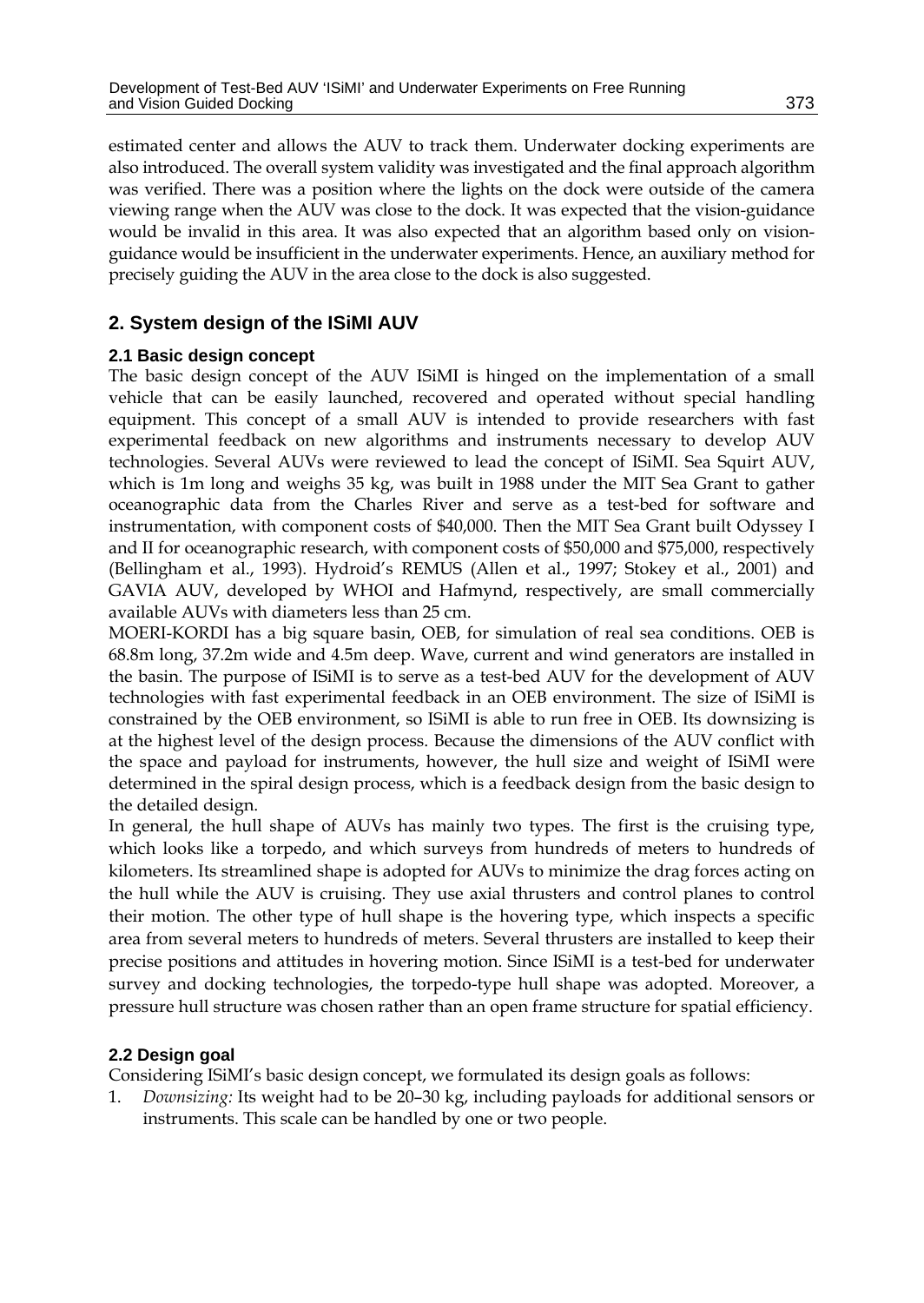estimated center and allows the AUV to track them. Underwater docking experiments are also introduced. The overall system validity was investigated and the final approach algorithm was verified. There was a position where the lights on the dock were outside of the camera viewing range when the AUV was close to the dock. It was expected that the vision-guidance would be invalid in this area. It was also expected that an algorithm based only on vision-guidance would be insufficient in the underwater experiments. Hence, an auxiliary method for precisely guiding the AUV in the area close to the dock is also suggested.

## 2. System design of the ISiMI AUV

### 2.1 Basic design concept

The basic design concept of the AUV ISiMI is hinged on the implementation of a small vehicle that can be easily launched, recovered and operated without special handling equipment. This concept of a small AUV is intended to provide researchers with fast experimental feedback on new algorithms and instruments necessary to develop AUV technologies. Several AUVs were reviewed to lead the concept of ISiMI. Sea Squirt AUV, which is 1m long and weighs 35 kg, was built in 1988 under the MIT Sea Grant to gather oceanographic data from the Charles River and serve as a test-bed for software and instrumentation, with component costs of $40,000. Then the MIT Sea Grant built Odyssey I and II for oceanographic research, with component costs of $50,000 and $75,000, respectively (Bellingham et al., 1993). Hydroid's REMUS (Allen et al., 1997; Stokey et al., 2001) and GAVIA AUV, developed by WHOI and Hafmynd, respectively, are small commercially available AUVs with diameters less than 25 cm.

MOERI-KORDI has a big square basin, OEB, for simulation of real sea conditions. OEB is 68.8m long, 37.2m wide and 4.5m deep. Wave, current and wind generators are installed in the basin. The purpose of ISiMI is to serve as a test-bed AUV for the development of AUV technologies with fast experimental feedback in an OEB environment. The size of ISiMI is constrained by the OEB environment, so ISiMI is able to run free in OEB. Its downsizing is at the highest level of the design process. Because the dimensions of the AUV conflict with the space and payload for instruments, however, the hull size and weight of ISiMI were determined in the spiral design process, which is a feedback design from the basic design to the detailed design.

In general, the hull shape of AUVs has mainly two types. The first is the cruising type, which looks like a torpedo, and which surveys from hundreds of meters to hundreds of kilometers. Its streamlined shape is adopted for AUVs to minimize the drag forces acting on the hull while the AUV is cruising. They use axial thrusters and control planes to control their motion. The other type of hull shape is the hovering type, which inspects a specific area from several meters to hundreds of meters. Several thrusters are installed to keep their precise positions and attitudes in hovering motion. Since ISiMI is a test-bed for underwater survey and docking technologies, the torpedo-type hull shape was adopted. Moreover, a pressure hull structure was chosen rather than an open frame structure for spatial efficiency.

### 2.2 Design goal

Considering ISiMI's basic design concept, we formulated its design goals as follows:

1. *Downsizing:* Its weight had to be 20–30 kg, including payloads for additional sensors or instruments. This scale can be handled by one or two people.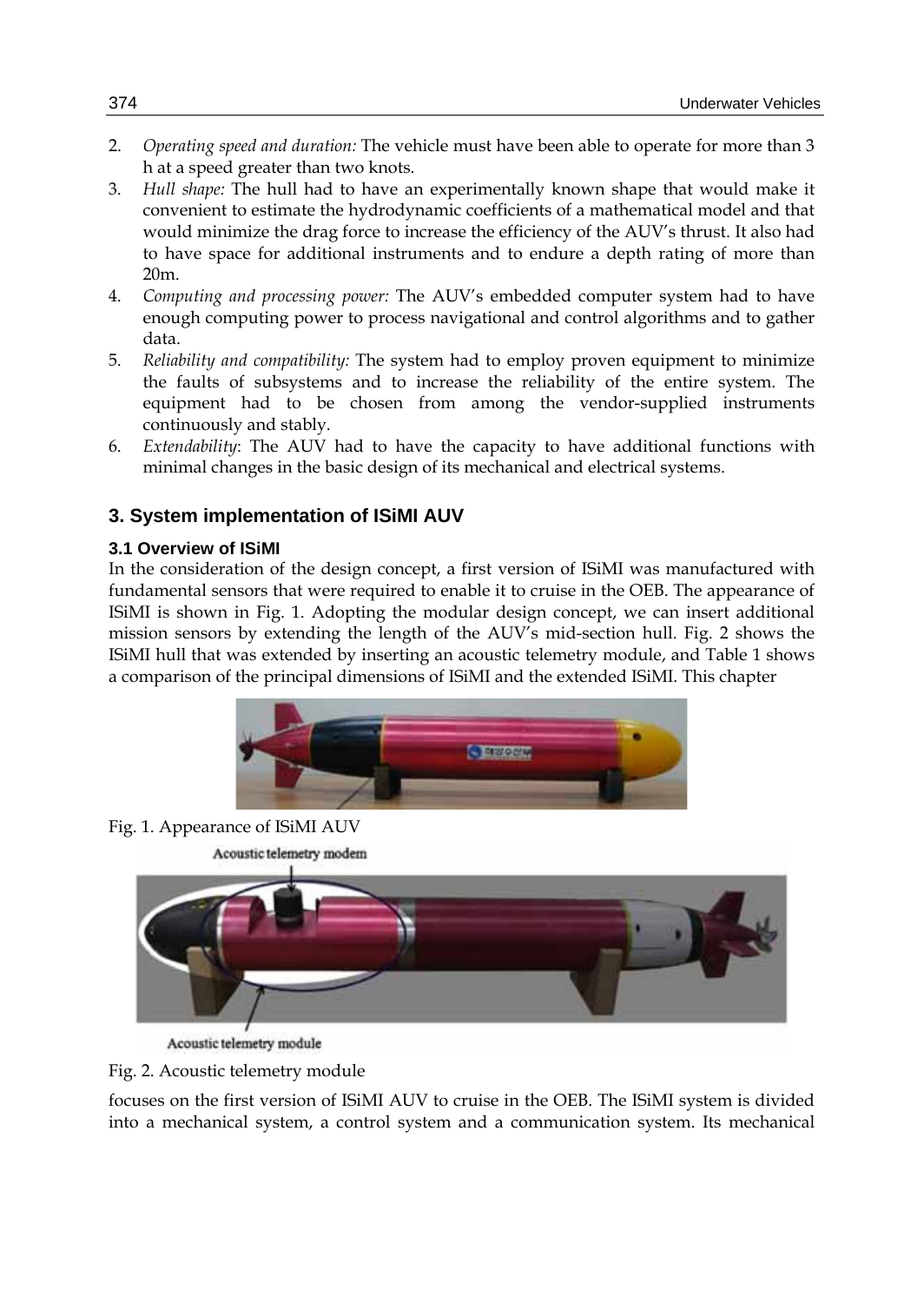2. *Operating speed and duration:* The vehicle must have been able to operate for more than 3 h at a speed greater than two knots.
3. *Hull shape:* The hull had to have an experimentally known shape that would make it convenient to estimate the hydrodynamic coefficients of a mathematical model and that would minimize the drag force to increase the efficiency of the AUV's thrust. It also had to have space for additional instruments and to endure a depth rating of more than 20m.
4. *Computing and processing power:* The AUV's embedded computer system had to have enough computing power to process navigational and control algorithms and to gather data.
5. *Reliability and compatibility:* The system had to employ proven equipment to minimize the faults of subsystems and to increase the reliability of the entire system. The equipment had to be chosen from among the vendor-supplied instruments continuously and stably.
6. *Extendability*: The AUV had to have the capacity to have additional functions with minimal changes in the basic design of its mechanical and electrical systems.

## 3. System implementation of ISiMI AUV

### 3.1 Overview of ISiMI

In the consideration of the design concept, a first version of ISiMI was manufactured with fundamental sensors that were required to enable it to cruise in the OEB. The appearance of ISiMI is shown in Fig. 1. Adopting the modular design concept, we can insert additional mission sensors by extending the length of the AUV's mid-section hull. Fig. 2 shows the ISiMI hull that was extended by inserting an acoustic telemetry module, and Table 1 shows a comparison of the principal dimensions of ISiMI and the extended ISiMI. This chapter

Fig. 1. Appearance of ISiMI AUV

Fig. 2. Acoustic telemetry module

focuses on the first version of ISiMI AUV to cruise in the OEB. The ISiMI system is divided into a mechanical system, a control system and a communication system. Its mechanical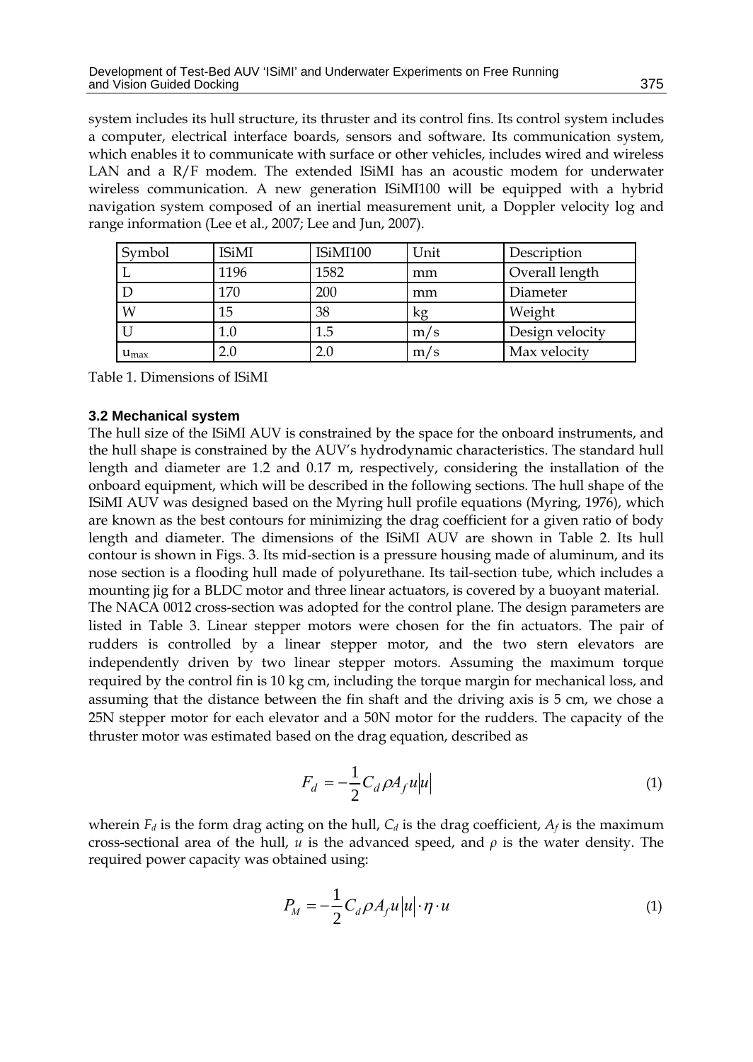system includes its hull structure, its thruster and its control fins. Its control system includes a computer, electrical interface boards, sensors and software. Its communication system, which enables it to communicate with surface or other vehicles, includes wired and wireless LAN and a R/F modem. The extended ISiMI has an acoustic modem for underwater wireless communication. A new generation ISiMI100 will be equipped with a hybrid navigation system composed of an inertial measurement unit, a Doppler velocity log and range information (Lee et al., 2007; Lee and Jun, 2007).

| Symbol | ISiMI | ISiMI100 | Unit | Description |
|---|---|---|---|---|
| L | 1196 | 1582 | mm | Overall length |
| D | 170 | 200 | mm | Diameter |
| W | 15 | 38 | kg | Weight |
| U | 1.0 | 1.5 | m/s | Design velocity |
| $u_{max}$ | 2.0 | 2.0 | m/s | Max velocity |

Table 1. Dimensions of ISiMI

### 3.2 Mechanical system

The hull size of the ISiMI AUV is constrained by the space for the onboard instruments, and the hull shape is constrained by the AUV's hydrodynamic characteristics. The standard hull length and diameter are 1.2 and 0.17 m, respectively, considering the installation of the onboard equipment, which will be described in the following sections. The hull shape of the ISiMI AUV was designed based on the Myring hull profile equations (Myring, 1976), which are known as the best contours for minimizing the drag coefficient for a given ratio of body length and diameter. The dimensions of the ISiMI AUV are shown in Table 2. Its hull contour is shown in Figs. 3. Its mid-section is a pressure housing made of aluminum, and its nose section is a flooding hull made of polyurethane. Its tail-section tube, which includes a mounting jig for a BLDC motor and three linear actuators, is covered by a buoyant material.
The NACA 0012 cross-section was adopted for the control plane. The design parameters are listed in Table 3. Linear stepper motors were chosen for the fin actuators. The pair of rudders is controlled by a linear stepper motor, and the two stern elevators are independently driven by two linear stepper motors. Assuming the maximum torque required by the control fin is 10 kg cm, including the torque margin for mechanical loss, and assuming that the distance between the fin shaft and the driving axis is 5 cm, we chose a 25N stepper motor for each elevator and a 50N motor for the rudders. The capacity of the thruster motor was estimated based on the drag equation, described as

$$F_d = -\frac{1}{2} C_d \rho A_f u|u| \tag{1}$$

wherein $F_d$ is the form drag acting on the hull, $C_d$ is the drag coefficient, $A_f$ is the maximum cross-sectional area of the hull, $u$ is the advanced speed, and $\rho$ is the water density. The required power capacity was obtained using:

$$P_M = -\frac{1}{2} C_d \rho A_f u|u| \cdot \eta \cdot u \tag{1}$$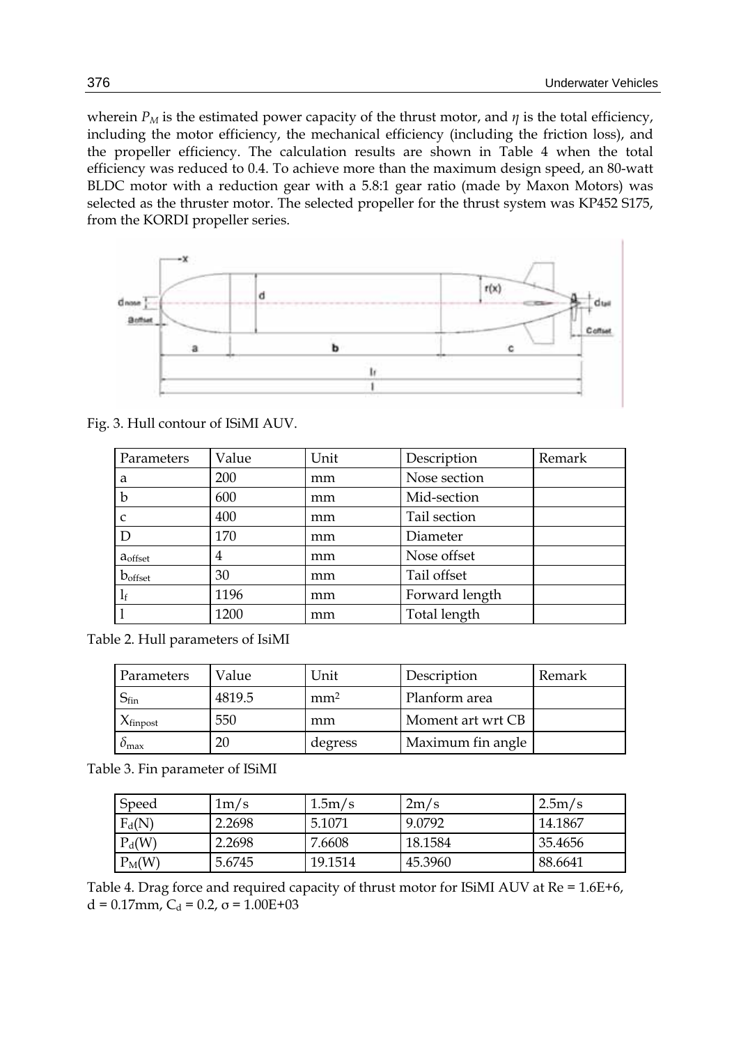wherein $P_M$ is the estimated power capacity of the thrust motor, and $\eta$ is the total efficiency, including the motor efficiency, the mechanical efficiency (including the friction loss), and the propeller efficiency. The calculation results are shown in Table 4 when the total efficiency was reduced to 0.4. To achieve more than the maximum design speed, an 80-watt BLDC motor with a reduction gear with a 5.8:1 gear ratio (made by Maxon Motors) was selected as the thruster motor. The selected propeller for the thrust system was KP452 S175, from the KORDI propeller series.

Fig. 3. Hull contour of ISiMI AUV.

| Parameters | Value | Unit | Description | Remark |
|---|---|---|---|---|
| a | 200 | mm | Nose section | |
| b | 600 | mm | Mid-section | |
| c | 400 | mm | Tail section | |
| D | 170 | mm | Diameter | |
| $a_{offset}$ | 4 | mm | Nose offset | |
| $b_{offset}$ | 30 | mm | Tail offset | |
| $l_f$ | 1196 | mm | Forward length | |
| l | 1200 | mm | Total length | |

Table 2. Hull parameters of IsiMI

| Parameters | Value | Unit | Description | Remark |
|---|---|---|---|---|
| $S_{fin}$ | 4819.5 | $mm^2$ | Planform area | |
| $X_{finpost}$ | 550 | mm | Moment art wrt CB | |
| $\delta_{max}$ | 20 | degress | Maximum fin angle | |

Table 3. Fin parameter of ISiMI

| Speed | 1m/s | 1.5m/s | 2m/s | 2.5m/s |
|---|---|---|---|---|
| $F_d$(N) | 2.2698 | 5.1071 | 9.0792 | 14.1867 |
| $P_d$(W) | 2.2698 | 7.6608 | 18.1584 | 35.4656 |
| $P_M$(W) | 5.6745 | 19.1514 | 45.3960 | 88.6641 |

Table 4. Drag force and required capacity of thrust motor for ISiMI AUV at Re = 1.6E+6, d = 0.17mm, $C_d$ = 0.2, σ = 1.00E+03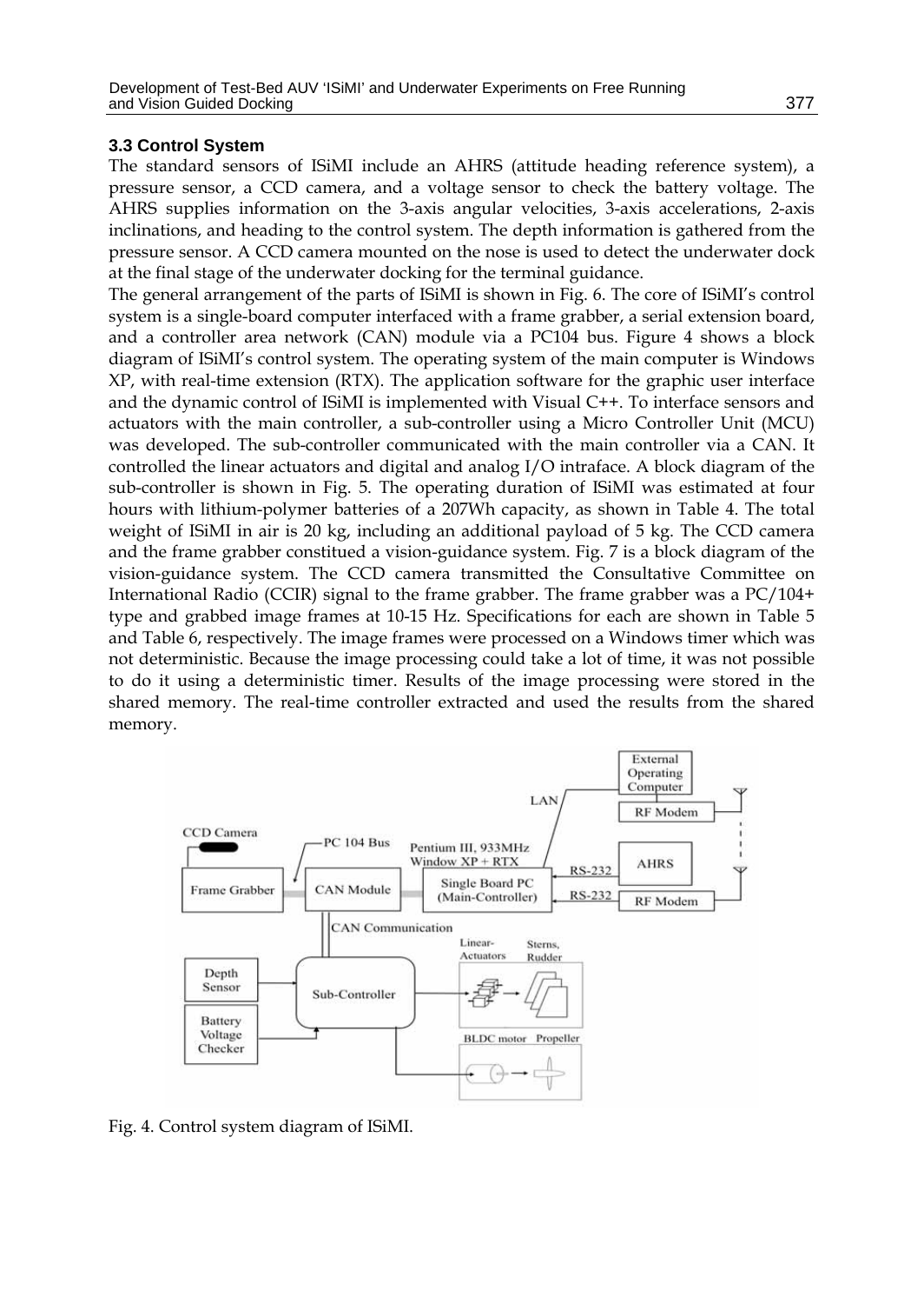### 3.3 Control System

The standard sensors of ISiMI include an AHRS (attitude heading reference system), a pressure sensor, a CCD camera, and a voltage sensor to check the battery voltage. The AHRS supplies information on the 3-axis angular velocities, 3-axis accelerations, 2-axis inclinations, and heading to the control system. The depth information is gathered from the pressure sensor. A CCD camera mounted on the nose is used to detect the underwater dock at the final stage of the underwater docking for the terminal guidance.

The general arrangement of the parts of ISiMI is shown in Fig. 6. The core of ISiMI's control system is a single-board computer interfaced with a frame grabber, a serial extension board, and a controller area network (CAN) module via a PC104 bus. Figure 4 shows a block diagram of ISiMI's control system. The operating system of the main computer is Windows XP, with real-time extension (RTX). The application software for the graphic user interface and the dynamic control of ISiMI is implemented with Visual C++. To interface sensors and actuators with the main controller, a sub-controller using a Micro Controller Unit (MCU) was developed. The sub-controller communicated with the main controller via a CAN. It controlled the linear actuators and digital and analog I/O intraface. A block diagram of the sub-controller is shown in Fig. 5. The operating duration of ISiMI was estimated at four hours with lithium-polymer batteries of a 207Wh capacity, as shown in Table 4. The total weight of ISiMI in air is 20 kg, including an additional payload of 5 kg. The CCD camera and the frame grabber constitued a vision-guidance system. Fig. 7 is a block diagram of the vision-guidance system. The CCD camera transmitted the Consultative Committee on International Radio (CCIR) signal to the frame grabber. The frame grabber was a PC/104+ type and grabbed image frames at 10-15 Hz. Specifications for each are shown in Table 5 and Table 6, respectively. The image frames were processed on a Windows timer which was not deterministic. Because the image processing could take a lot of time, it was not possible to do it using a deterministic timer. Results of the image processing were stored in the shared memory. The real-time controller extracted and used the results from the shared memory.

Fig. 4. Control system diagram of ISiMI.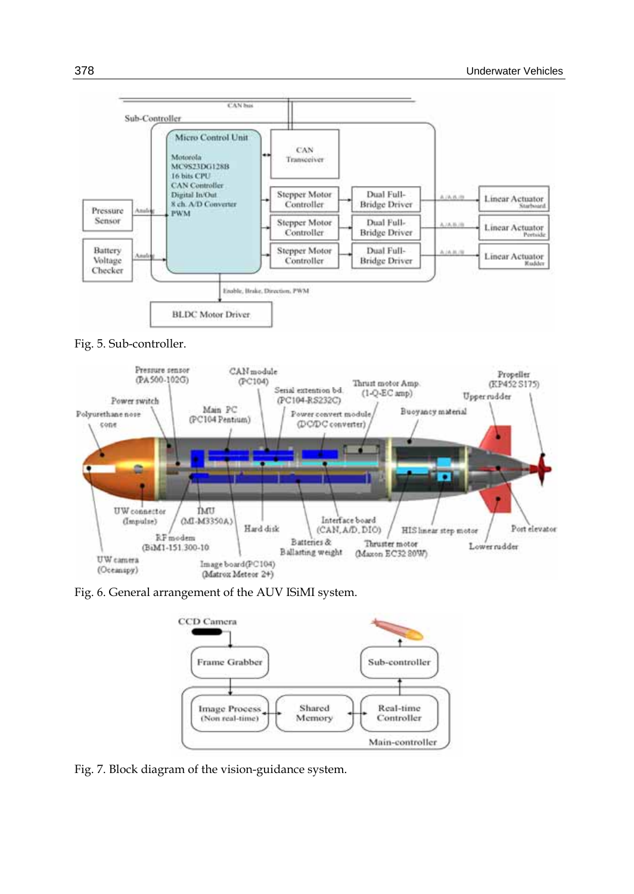Fig. 5. Sub-controller.

Fig. 6. General arrangement of the AUV ISiMI system.

Fig. 7. Block diagram of the vision-guidance system.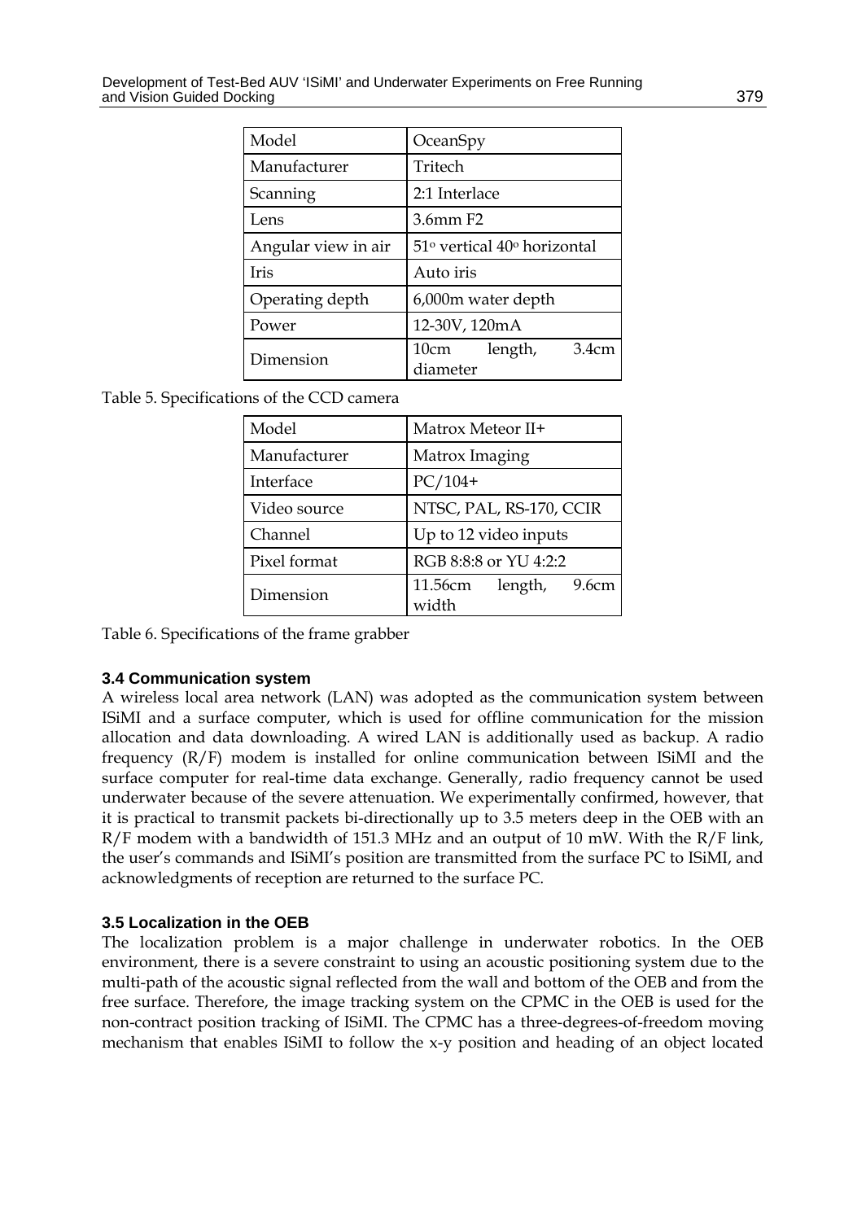| Model | OceanSpy |
|---|---|
| Manufacturer | Tritech |
| Scanning | 2:1 Interlace |
| Lens | 3.6mm F2 |
| Angular view in air | 51° vertical 40° horizontal |
| Iris | Auto iris |
| Operating depth | 6,000m water depth |
| Power | 12-30V, 120mA |
| Dimension | 10cm length, 3.4cm diameter |

Table 5. Specifications of the CCD camera

| Model | Matrox Meteor II+ |
|---|---|
| Manufacturer | Matrox Imaging |
| Interface | PC/104+ |
| Video source | NTSC, PAL, RS-170, CCIR |
| Channel | Up to 12 video inputs |
| Pixel format | RGB 8:8:8 or YU 4:2:2 |
| Dimension | 11.56cm length, 9.6cm width |

Table 6. Specifications of the frame grabber

### 3.4 Communication system

A wireless local area network (LAN) was adopted as the communication system between ISiMI and a surface computer, which is used for offline communication for the mission allocation and data downloading. A wired LAN is additionally used as backup. A radio frequency (R/F) modem is installed for online communication between ISiMI and the surface computer for real-time data exchange. Generally, radio frequency cannot be used underwater because of the severe attenuation. We experimentally confirmed, however, that it is practical to transmit packets bi-directionally up to 3.5 meters deep in the OEB with an R/F modem with a bandwidth of 151.3 MHz and an output of 10 mW. With the R/F link, the user's commands and ISiMI's position are transmitted from the surface PC to ISiMI, and acknowledgments of reception are returned to the surface PC.

### 3.5 Localization in the OEB

The localization problem is a major challenge in underwater robotics. In the OEB environment, there is a severe constraint to using an acoustic positioning system due to the multi-path of the acoustic signal reflected from the wall and bottom of the OEB and from the free surface. Therefore, the image tracking system on the CPMC in the OEB is used for the non-contract position tracking of ISiMI. The CPMC has a three-degrees-of-freedom moving mechanism that enables ISiMI to follow the x-y position and heading of an object located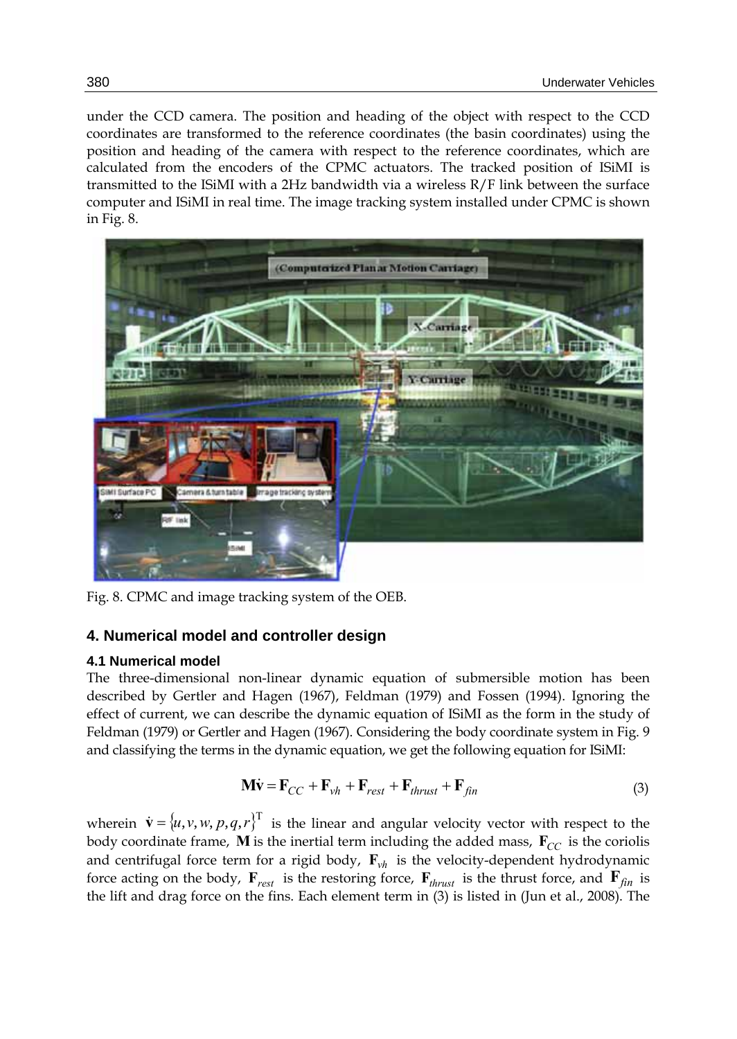under the CCD camera. The position and heading of the object with respect to the CCD coordinates are transformed to the reference coordinates (the basin coordinates) using the position and heading of the camera with respect to the reference coordinates, which are calculated from the encoders of the CPMC actuators. The tracked position of ISiMI is transmitted to the ISiMI with a 2Hz bandwidth via a wireless R/F link between the surface computer and ISiMI in real time. The image tracking system installed under CPMC is shown in Fig. 8.

Fig. 8. CPMC and image tracking system of the OEB.

## 4. Numerical model and controller design

### 4.1 Numerical model

The three-dimensional non-linear dynamic equation of submersible motion has been described by Gertler and Hagen (1967), Feldman (1979) and Fossen (1994). Ignoring the effect of current, we can describe the dynamic equation of ISiMI as the form in the study of Feldman (1979) or Gertler and Hagen (1967). Considering the body coordinate system in Fig. 9 and classifying the terms in the dynamic equation, we get the following equation for ISiMI:

$$\mathbf{M}\dot{\mathbf{v}} = \mathbf{F}_{CC} + \mathbf{F}_{vh} + \mathbf{F}_{rest} + \mathbf{F}_{thrust} + \mathbf{F}_{fin} \tag{3}$$

wherein $\dot{\mathbf{v}} = \{u, v, w, p, q, r\}^{\mathrm{T}}$ is the linear and angular velocity vector with respect to the body coordinate frame, $\mathbf{M}$ is the inertial term including the added mass, $\mathbf{F}_{CC}$ is the coriolis and centrifugal force term for a rigid body, $\mathbf{F}_{vh}$ is the velocity-dependent hydrodynamic force acting on the body, $\mathbf{F}_{rest}$ is the restoring force, $\mathbf{F}_{thrust}$ is the thrust force, and $\mathbf{F}_{fin}$ is the lift and drag force on the fins. Each element term in (3) is listed in (Jun et al., 2008). The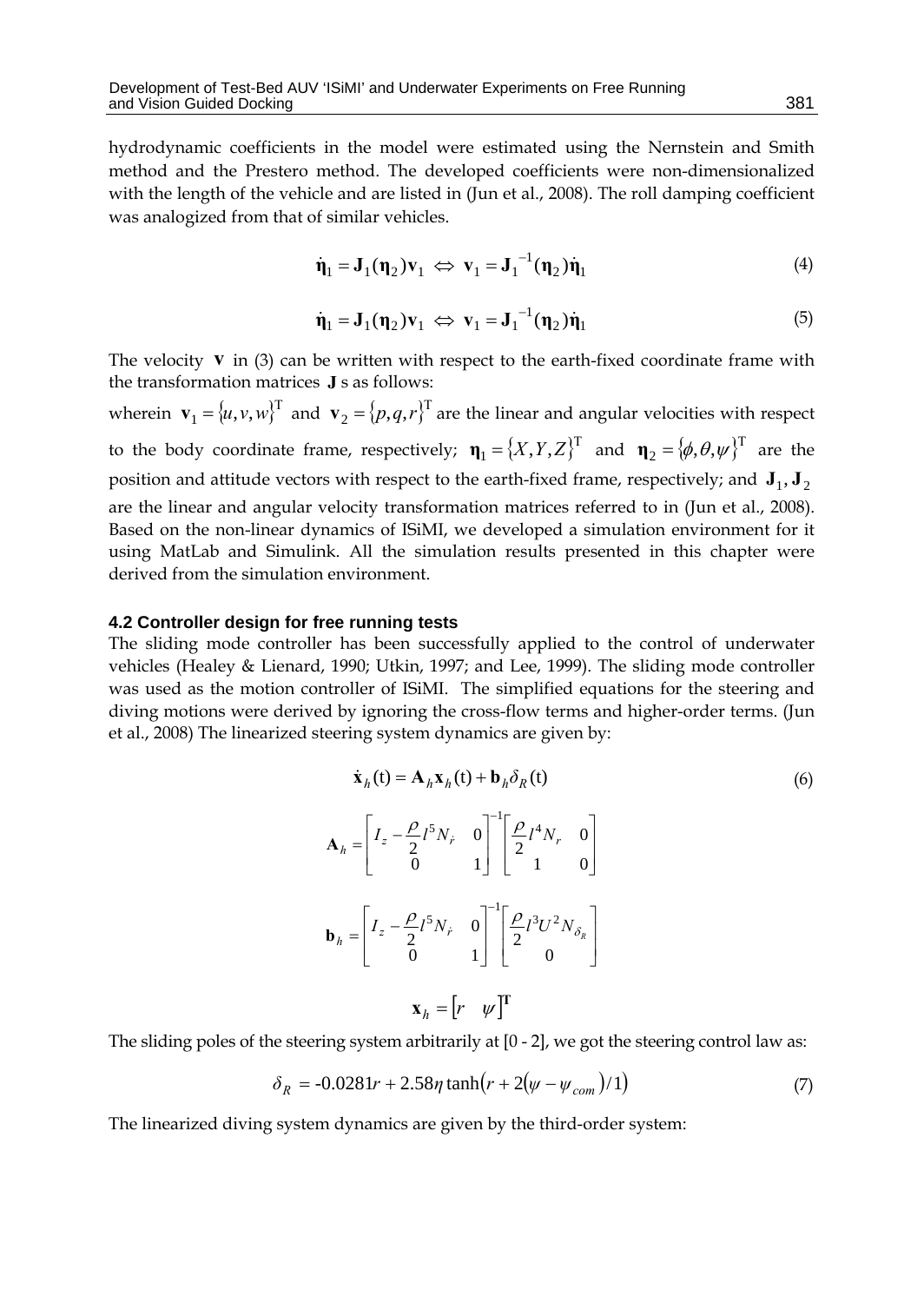hydrodynamic coefficients in the model were estimated using the Nernstein and Smith method and the Prestero method. The developed coefficients were non-dimensionalized with the length of the vehicle and are listed in (Jun et al., 2008). The roll damping coefficient was analogized from that of similar vehicles.

$$\dot{\boldsymbol{\eta}}_1 = \mathbf{J}_1(\boldsymbol{\eta}_2)\mathbf{v}_1 \iff \mathbf{v}_1 = \mathbf{J}_1^{-1}(\boldsymbol{\eta}_2)\dot{\boldsymbol{\eta}}_1 \tag{4}$$

$$\dot{\boldsymbol{\eta}}_1 = \mathbf{J}_1(\boldsymbol{\eta}_2)\mathbf{v}_1 \iff \mathbf{v}_1 = \mathbf{J}_1^{-1}(\boldsymbol{\eta}_2)\dot{\boldsymbol{\eta}}_1 \tag{5}$$

The velocity $\mathbf{v}$ in (3) can be written with respect to the earth-fixed coordinate frame with the transformation matrices $\mathbf{J}$ s as follows:

wherein $\mathbf{v}_1 = \{u, v, w\}^{\mathrm{T}}$ and $\mathbf{v}_2 = \{p, q, r\}^{\mathrm{T}}$ are the linear and angular velocities with respect to the body coordinate frame, respectively; $\boldsymbol{\eta}_1 = \{X, Y, Z\}^{\mathrm{T}}$ and $\boldsymbol{\eta}_2 = \{\phi, \theta, \psi\}^{\mathrm{T}}$ are the position and attitude vectors with respect to the earth-fixed frame, respectively; and $\mathbf{J}_1, \mathbf{J}_2$ are the linear and angular velocity transformation matrices referred to in (Jun et al., 2008). Based on the non-linear dynamics of ISiMI, we developed a simulation environment for it using MatLab and Simulink. All the simulation results presented in this chapter were derived from the simulation environment.

### 4.2 Controller design for free running tests

The sliding mode controller has been successfully applied to the control of underwater vehicles (Healey & Lienard, 1990; Utkin, 1997; and Lee, 1999). The sliding mode controller was used as the motion controller of ISiMI. The simplified equations for the steering and diving motions were derived by ignoring the cross-flow terms and higher-order terms. (Jun et al., 2008) The linearized steering system dynamics are given by:

$$\dot{\mathbf{x}}_h(\mathrm{t}) = \mathbf{A}_h\mathbf{x}_h(\mathrm{t}) + \mathbf{b}_h\delta_R(\mathrm{t}) \tag{6}$$

$$\mathbf{A}_h = \begin{bmatrix} I_z - \dfrac{\rho}{2}l^5 N_{\dot{r}} & 0 \\ 0 & 1 \end{bmatrix}^{-1} \begin{bmatrix} \dfrac{\rho}{2}l^4 N_r & 0 \\ 1 & 0 \end{bmatrix}$$

$$\mathbf{b}_h = \begin{bmatrix} I_z - \dfrac{\rho}{2}l^5 N_{\dot{r}} & 0 \\ 0 & 1 \end{bmatrix}^{-1} \begin{bmatrix} \dfrac{\rho}{2}l^3 U^2 N_{\delta_R} \\ 0 \end{bmatrix}$$

$$\mathbf{x}_h = \begin{bmatrix} r & \psi \end{bmatrix}^{\mathbf{T}}$$

The sliding poles of the steering system arbitrarily at [0 - 2], we got the steering control law as:

$$\delta_R = -0.0281r + 2.58\eta \tanh\left(r + 2\left(\psi - \psi_{com}\right)/1\right) \tag{7}$$

The linearized diving system dynamics are given by the third-order system: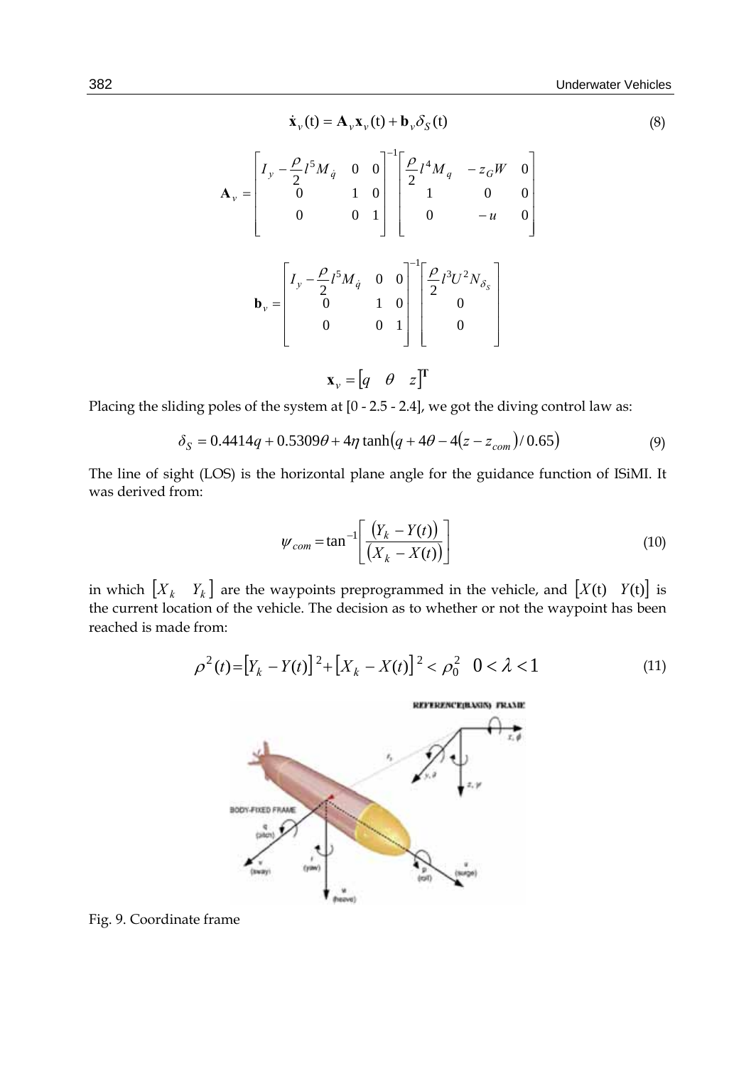$$\dot{\mathbf{x}}_v(\mathrm{t}) = \mathbf{A}_v \mathbf{x}_v(\mathrm{t}) + \mathbf{b}_v \delta_S(\mathrm{t}) \tag{8}$$

$$\mathbf{A}_v = \begin{bmatrix} I_y - \frac{\rho}{2} l^5 M_{\dot{q}} & 0 & 0 \\ 0 & 1 & 0 \\ 0 & 0 & 1 \end{bmatrix}^{-1} \begin{bmatrix} \frac{\rho}{2} l^4 M_q & -z_G W & 0 \\ 1 & 0 & 0 \\ 0 & -u & 0 \end{bmatrix}$$

$$\mathbf{b}_v = \begin{bmatrix} I_y - \frac{\rho}{2} l^5 M_{\dot{q}} & 0 & 0 \\ 0 & 1 & 0 \\ 0 & 0 & 1 \end{bmatrix}^{-1} \begin{bmatrix} \frac{\rho}{2} l^3 U^2 N_{\delta_S} \\ 0 \\ 0 \end{bmatrix}$$

$$\mathbf{x}_v = \begin{bmatrix} q & \theta & z \end{bmatrix}^{\mathbf{T}}$$

Placing the sliding poles of the system at [0 - 2.5 - 2.4], we got the diving control law as:

$$\delta_S = 0.4414q + 0.5309\theta + 4\eta \tanh\left(q + 4\theta - 4(z - z_{com})/0.65\right) \tag{9}$$

The line of sight (LOS) is the horizontal plane angle for the guidance function of ISiMI. It was derived from:

$$\psi_{com} = \tan^{-1}\left[\frac{(Y_k - Y(t))}{(X_k - X(t))}\right] \tag{10}$$

in which $\begin{bmatrix} X_k & Y_k \end{bmatrix}$ are the waypoints preprogrammed in the vehicle, and $\begin{bmatrix} X(\mathrm{t}) & Y(\mathrm{t}) \end{bmatrix}$ is the current location of the vehicle. The decision as to whether or not the waypoint has been reached is made from:

$$\rho^2(t) = \left[Y_k - Y(t)\right]^2 + \left[X_k - X(t)\right]^2 < \rho_0^2 \quad 0 < \lambda < 1 \tag{11}$$

Fig. 9. Coordinate frame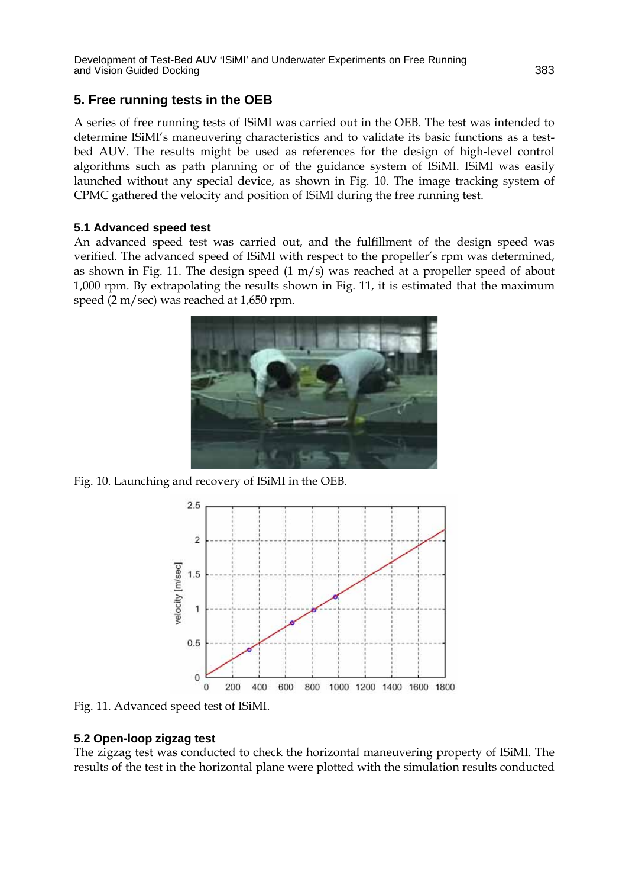## 5. Free running tests in the OEB

A series of free running tests of ISiMI was carried out in the OEB. The test was intended to determine ISiMI's maneuvering characteristics and to validate its basic functions as a test-bed AUV. The results might be used as references for the design of high-level control algorithms such as path planning or of the guidance system of ISiMI. ISiMI was easily launched without any special device, as shown in Fig. 10. The image tracking system of CPMC gathered the velocity and position of ISiMI during the free running test.

### 5.1 Advanced speed test

An advanced speed test was carried out, and the fulfillment of the design speed was verified. The advanced speed of ISiMI with respect to the propeller's rpm was determined, as shown in Fig. 11. The design speed (1 m/s) was reached at a propeller speed of about 1,000 rpm. By extrapolating the results shown in Fig. 11, it is estimated that the maximum speed (2 m/sec) was reached at 1,650 rpm.

Fig. 10. Launching and recovery of ISiMI in the OEB.

Fig. 11. Advanced speed test of ISiMI.

### 5.2 Open-loop zigzag test

The zigzag test was conducted to check the horizontal maneuvering property of ISiMI. The results of the test in the horizontal plane were plotted with the simulation results conducted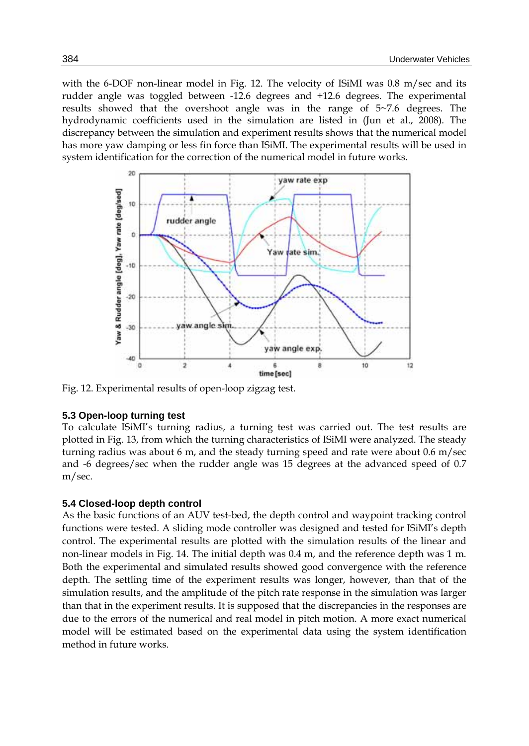with the 6-DOF non-linear model in Fig. 12. The velocity of ISiMI was 0.8 m/sec and its rudder angle was toggled between -12.6 degrees and +12.6 degrees. The experimental results showed that the overshoot angle was in the range of 5~7.6 degrees. The hydrodynamic coefficients used in the simulation are listed in (Jun et al., 2008). The discrepancy between the simulation and experiment results shows that the numerical model has more yaw damping or less fin force than ISiMI. The experimental results will be used in system identification for the correction of the numerical model in future works.

Fig. 12. Experimental results of open-loop zigzag test.

### 5.3 Open-loop turning test

To calculate ISiMI's turning radius, a turning test was carried out. The test results are plotted in Fig. 13, from which the turning characteristics of ISiMI were analyzed. The steady turning radius was about 6 m, and the steady turning speed and rate were about 0.6 m/sec and -6 degrees/sec when the rudder angle was 15 degrees at the advanced speed of 0.7 m/sec.

### 5.4 Closed-loop depth control

As the basic functions of an AUV test-bed, the depth control and waypoint tracking control functions were tested. A sliding mode controller was designed and tested for ISiMI's depth control. The experimental results are plotted with the simulation results of the linear and non-linear models in Fig. 14. The initial depth was 0.4 m, and the reference depth was 1 m. Both the experimental and simulated results showed good convergence with the reference depth. The settling time of the experiment results was longer, however, than that of the simulation results, and the amplitude of the pitch rate response in the simulation was larger than that in the experiment results. It is supposed that the discrepancies in the responses are due to the errors of the numerical and real model in pitch motion. A more exact numerical model will be estimated based on the experimental data using the system identification method in future works.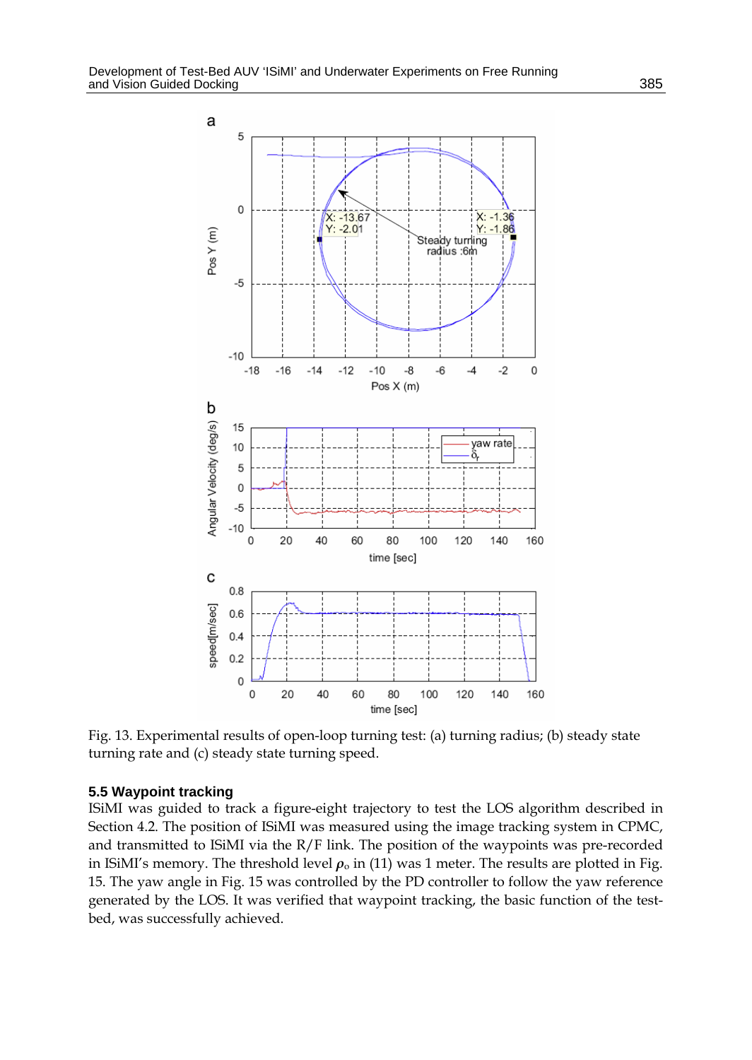Fig. 13. Experimental results of open-loop turning test: (a) turning radius; (b) steady state turning rate and (c) steady state turning speed.

### 5.5 Waypoint tracking

ISiMI was guided to track a figure-eight trajectory to test the LOS algorithm described in Section 4.2. The position of ISiMI was measured using the image tracking system in CPMC, and transmitted to ISiMI via the R/F link. The position of the waypoints was pre-recorded in ISiMI's memory. The threshold level $\rho_o$ in (11) was 1 meter. The results are plotted in Fig. 15. The yaw angle in Fig. 15 was controlled by the PD controller to follow the yaw reference generated by the LOS. It was verified that waypoint tracking, the basic function of the test-bed, was successfully achieved.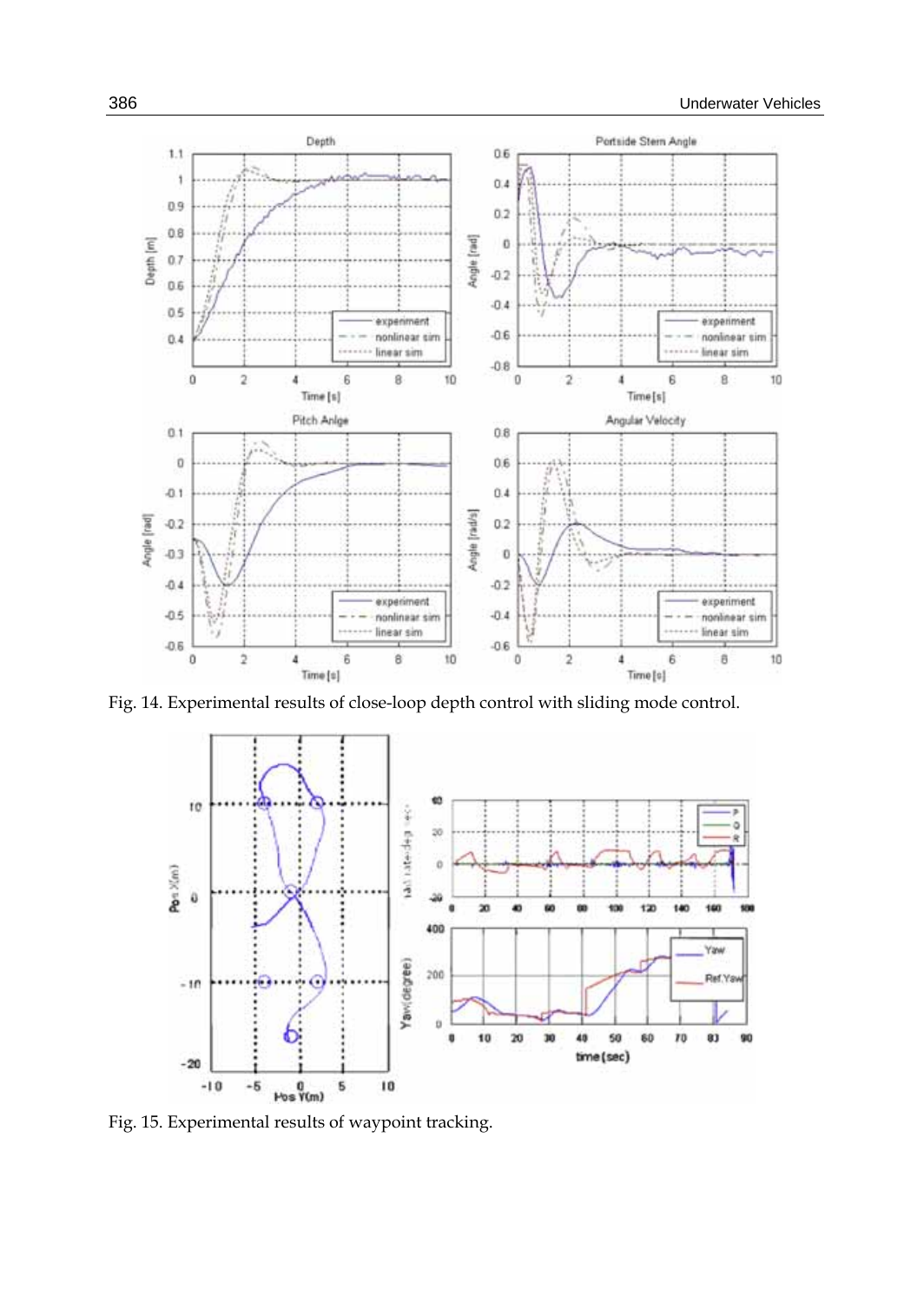Fig. 14. Experimental results of close-loop depth control with sliding mode control.

Fig. 15. Experimental results of waypoint tracking.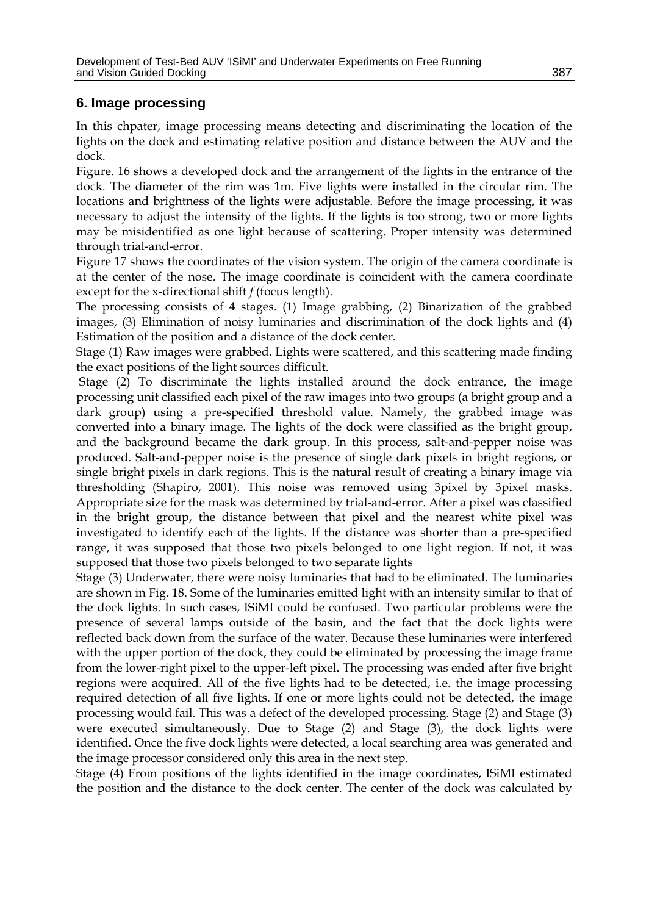## 6. Image processing

In this chpater, image processing means detecting and discriminating the location of the lights on the dock and estimating relative position and distance between the AUV and the dock.

Figure. 16 shows a developed dock and the arrangement of the lights in the entrance of the dock. The diameter of the rim was 1m. Five lights were installed in the circular rim. The locations and brightness of the lights were adjustable. Before the image processing, it was necessary to adjust the intensity of the lights. If the lights is too strong, two or more lights may be misidentified as one light because of scattering. Proper intensity was determined through trial-and-error.

Figure 17 shows the coordinates of the vision system. The origin of the camera coordinate is at the center of the nose. The image coordinate is coincident with the camera coordinate except for the x-directional shift $f$ (focus length).

The processing consists of 4 stages. (1) Image grabbing, (2) Binarization of the grabbed images, (3) Elimination of noisy luminaries and discrimination of the dock lights and (4) Estimation of the position and a distance of the dock center.

Stage (1) Raw images were grabbed. Lights were scattered, and this scattering made finding the exact positions of the light sources difficult.

Stage (2) To discriminate the lights installed around the dock entrance, the image processing unit classified each pixel of the raw images into two groups (a bright group and a dark group) using a pre-specified threshold value. Namely, the grabbed image was converted into a binary image. The lights of the dock were classified as the bright group, and the background became the dark group. In this process, salt-and-pepper noise was produced. Salt-and-pepper noise is the presence of single dark pixels in bright regions, or single bright pixels in dark regions. This is the natural result of creating a binary image via thresholding (Shapiro, 2001). This noise was removed using 3pixel by 3pixel masks. Appropriate size for the mask was determined by trial-and-error. After a pixel was classified in the bright group, the distance between that pixel and the nearest white pixel was investigated to identify each of the lights. If the distance was shorter than a pre-specified range, it was supposed that those two pixels belonged to one light region. If not, it was supposed that those two pixels belonged to two separate lights

Stage (3) Underwater, there were noisy luminaries that had to be eliminated. The luminaries are shown in Fig. 18. Some of the luminaries emitted light with an intensity similar to that of the dock lights. In such cases, ISiMI could be confused. Two particular problems were the presence of several lamps outside of the basin, and the fact that the dock lights were reflected back down from the surface of the water. Because these luminaries were interfered with the upper portion of the dock, they could be eliminated by processing the image frame from the lower-right pixel to the upper-left pixel. The processing was ended after five bright regions were acquired. All of the five lights had to be detected, i.e. the image processing required detection of all five lights. If one or more lights could not be detected, the image processing would fail. This was a defect of the developed processing. Stage (2) and Stage (3) were executed simultaneously. Due to Stage (2) and Stage (3), the dock lights were identified. Once the five dock lights were detected, a local searching area was generated and the image processor considered only this area in the next step.

Stage (4) From positions of the lights identified in the image coordinates, ISiMI estimated the position and the distance to the dock center. The center of the dock was calculated by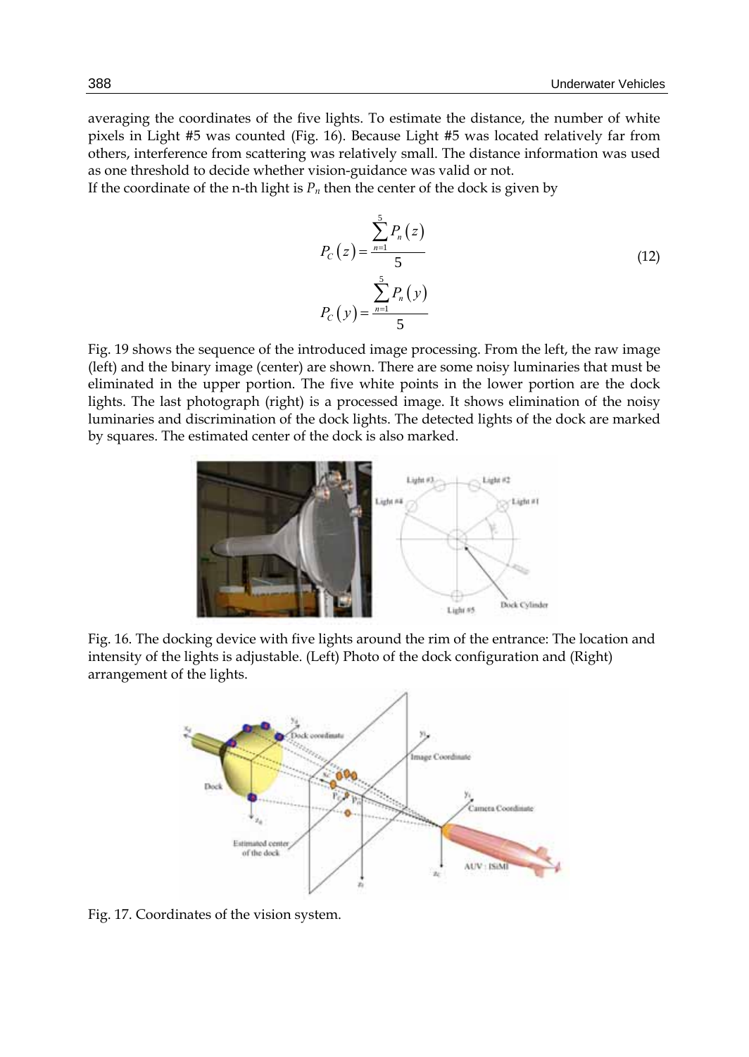averaging the coordinates of the five lights. To estimate the distance, the number of white pixels in Light #5 was counted (Fig. 16). Because Light #5 was located relatively far from others, interference from scattering was relatively small. The distance information was used as one threshold to decide whether vision-guidance was valid or not.
If the coordinate of the n-th light is $P_n$ then the center of the dock is given by

$$
\begin{aligned}
P_C(z) &= \frac{\sum_{n=1}^{5} P_n(z)}{5} \\
P_C(y) &= \frac{\sum_{n=1}^{5} P_n(y)}{5}
\end{aligned}
\tag{12}
$$

Fig. 19 shows the sequence of the introduced image processing. From the left, the raw image (left) and the binary image (center) are shown. There are some noisy luminaries that must be eliminated in the upper portion. The five white points in the lower portion are the dock lights. The last photograph (right) is a processed image. It shows elimination of the noisy luminaries and discrimination of the dock lights. The detected lights of the dock are marked by squares. The estimated center of the dock is also marked.

Fig. 16. The docking device with five lights around the rim of the entrance: The location and intensity of the lights is adjustable. (Left) Photo of the dock configuration and (Right) arrangement of the lights.

Fig. 17. Coordinates of the vision system.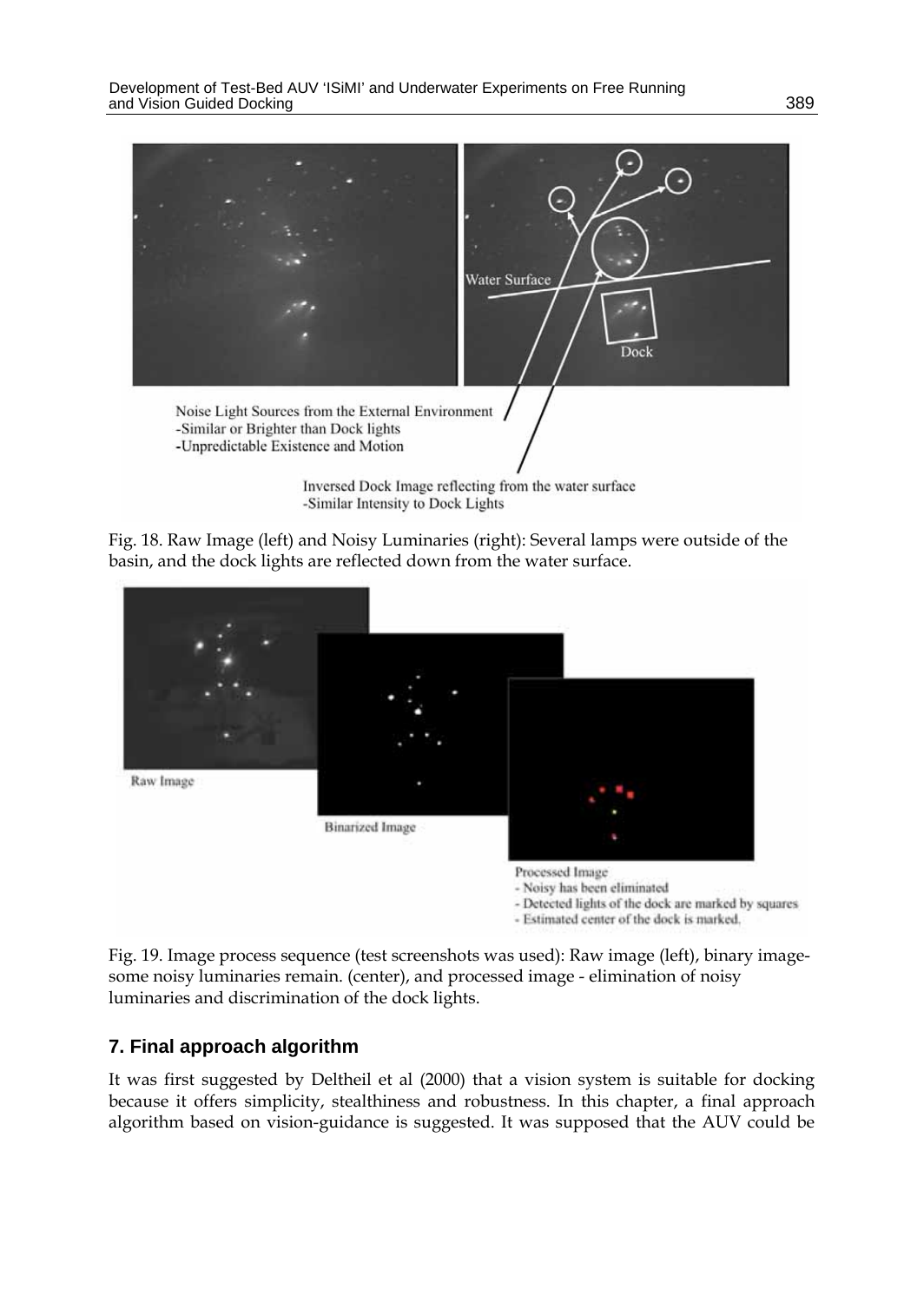Fig. 18. Raw Image (left) and Noisy Luminaries (right): Several lamps were outside of the basin, and the dock lights are reflected down from the water surface.

Fig. 19. Image process sequence (test screenshots was used): Raw image (left), binary image- some noisy luminaries remain. (center), and processed image - elimination of noisy luminaries and discrimination of the dock lights.

## 7. Final approach algorithm

It was first suggested by Deltheil et al (2000) that a vision system is suitable for docking because it offers simplicity, stealthiness and robustness. In this chapter, a final approach algorithm based on vision-guidance is suggested. It was supposed that the AUV could be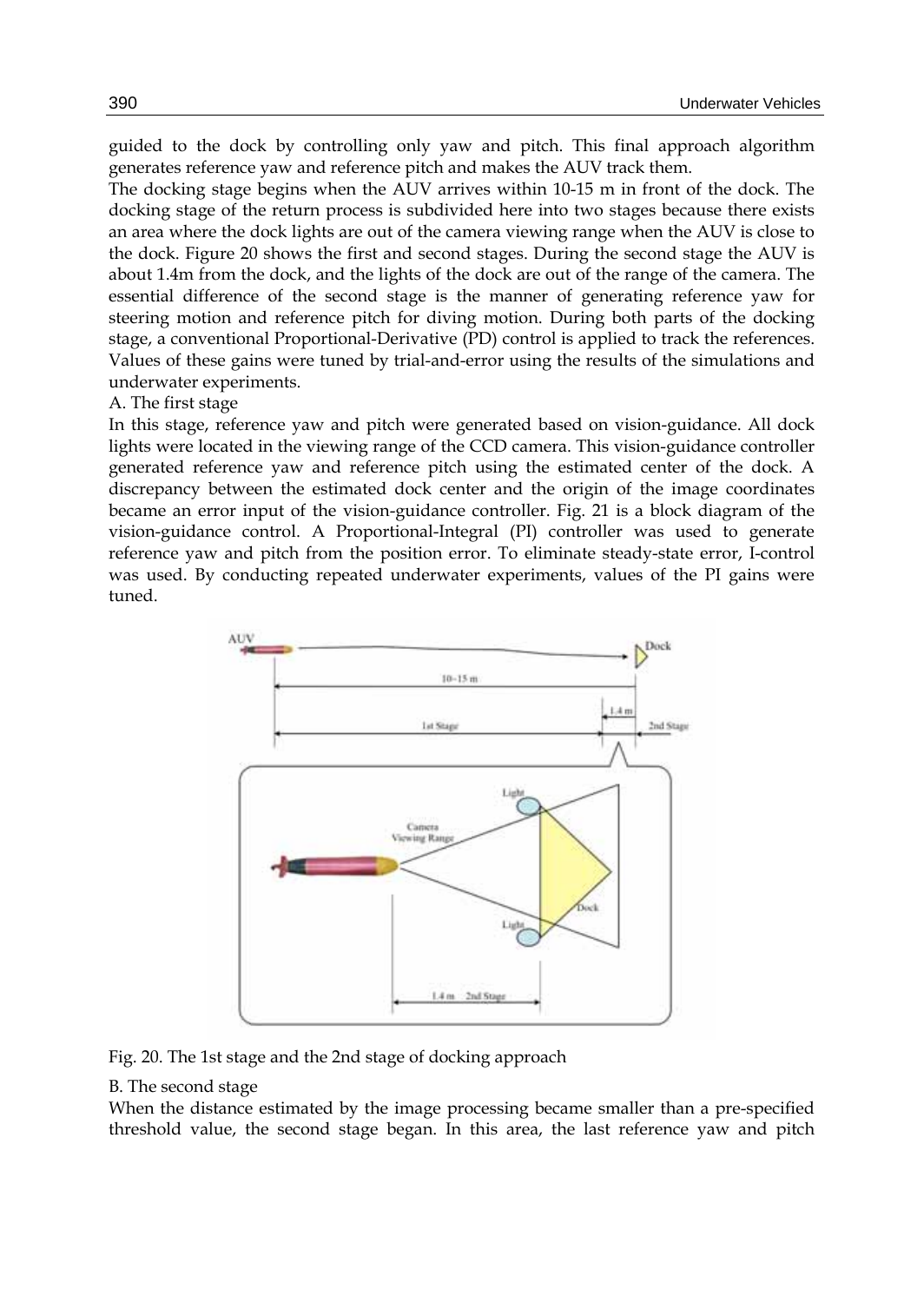guided to the dock by controlling only yaw and pitch. This final approach algorithm generates reference yaw and reference pitch and makes the AUV track them.

The docking stage begins when the AUV arrives within 10-15 m in front of the dock. The docking stage of the return process is subdivided here into two stages because there exists an area where the dock lights are out of the camera viewing range when the AUV is close to the dock. Figure 20 shows the first and second stages. During the second stage the AUV is about 1.4m from the dock, and the lights of the dock are out of the range of the camera. The essential difference of the second stage is the manner of generating reference yaw for steering motion and reference pitch for diving motion. During both parts of the docking stage, a conventional Proportional-Derivative (PD) control is applied to track the references. Values of these gains were tuned by trial-and-error using the results of the simulations and underwater experiments.

A. The first stage

In this stage, reference yaw and pitch were generated based on vision-guidance. All dock lights were located in the viewing range of the CCD camera. This vision-guidance controller generated reference yaw and reference pitch using the estimated center of the dock. A discrepancy between the estimated dock center and the origin of the image coordinates became an error input of the vision-guidance controller. Fig. 21 is a block diagram of the vision-guidance control. A Proportional-Integral (PI) controller was used to generate reference yaw and pitch from the position error. To eliminate steady-state error, I-control was used. By conducting repeated underwater experiments, values of the PI gains were tuned.

AUV
Dock
10-15 m
1.4 m
1st Stage
2nd Stage
Light
Camera Viewing Range
Dock
Light
1.4 m 2nd Stage

Fig. 20. The 1st stage and the 2nd stage of docking approach

B. The second stage

When the distance estimated by the image processing became smaller than a pre-specified threshold value, the second stage began. In this area, the last reference yaw and pitch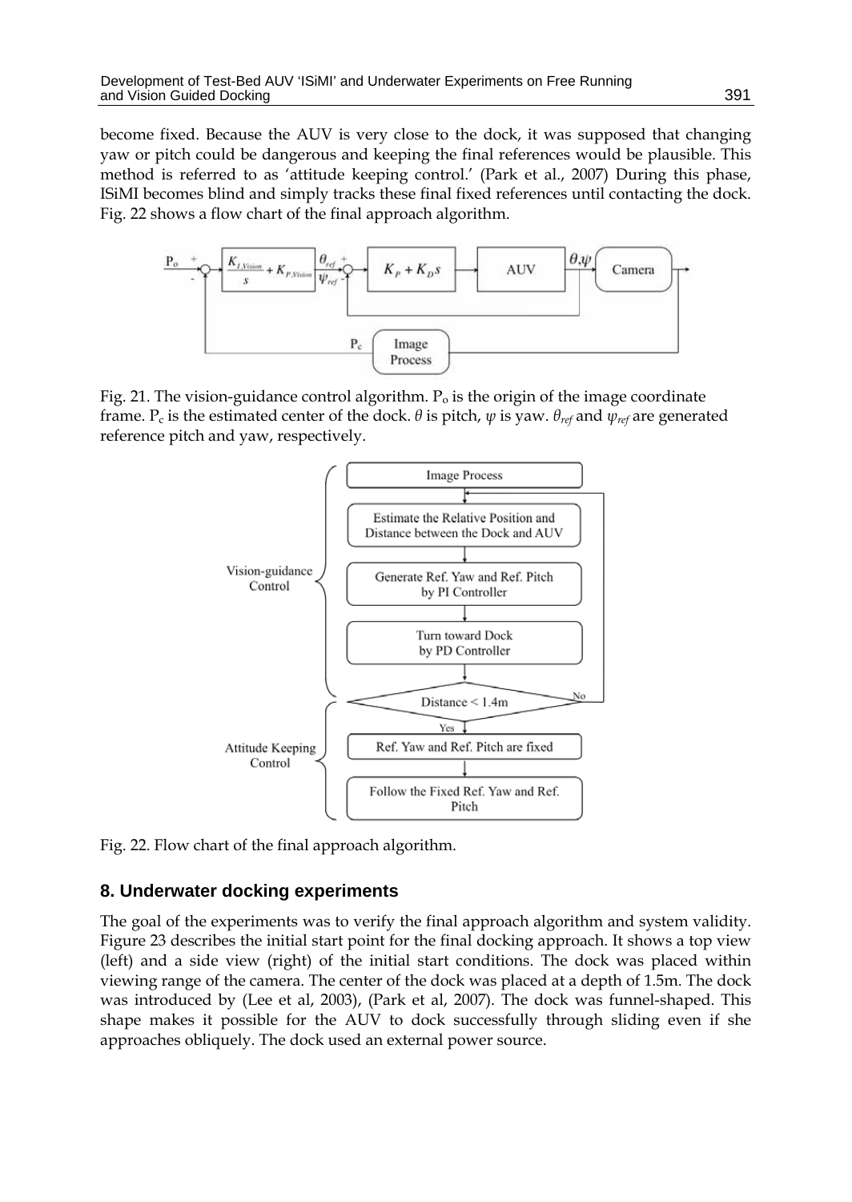become fixed. Because the AUV is very close to the dock, it was supposed that changing yaw or pitch could be dangerous and keeping the final references would be plausible. This method is referred to as 'attitude keeping control.' (Park et al., 2007) During this phase, ISiMI becomes blind and simply tracks these final fixed references until contacting the dock. Fig. 22 shows a flow chart of the final approach algorithm.

Fig. 21. The vision-guidance control algorithm. $P_o$ is the origin of the image coordinate frame. $P_c$ is the estimated center of the dock. $\theta$ is pitch, $\psi$ is yaw. $\theta_{ref}$ and $\psi_{ref}$ are generated reference pitch and yaw, respectively.

Fig. 22. Flow chart of the final approach algorithm.

## 8. Underwater docking experiments

The goal of the experiments was to verify the final approach algorithm and system validity. Figure 23 describes the initial start point for the final docking approach. It shows a top view (left) and a side view (right) of the initial start conditions. The dock was placed within viewing range of the camera. The center of the dock was placed at a depth of 1.5m. The dock was introduced by (Lee et al, 2003), (Park et al, 2007). The dock was funnel-shaped. This shape makes it possible for the AUV to dock successfully through sliding even if she approaches obliquely. The dock used an external power source.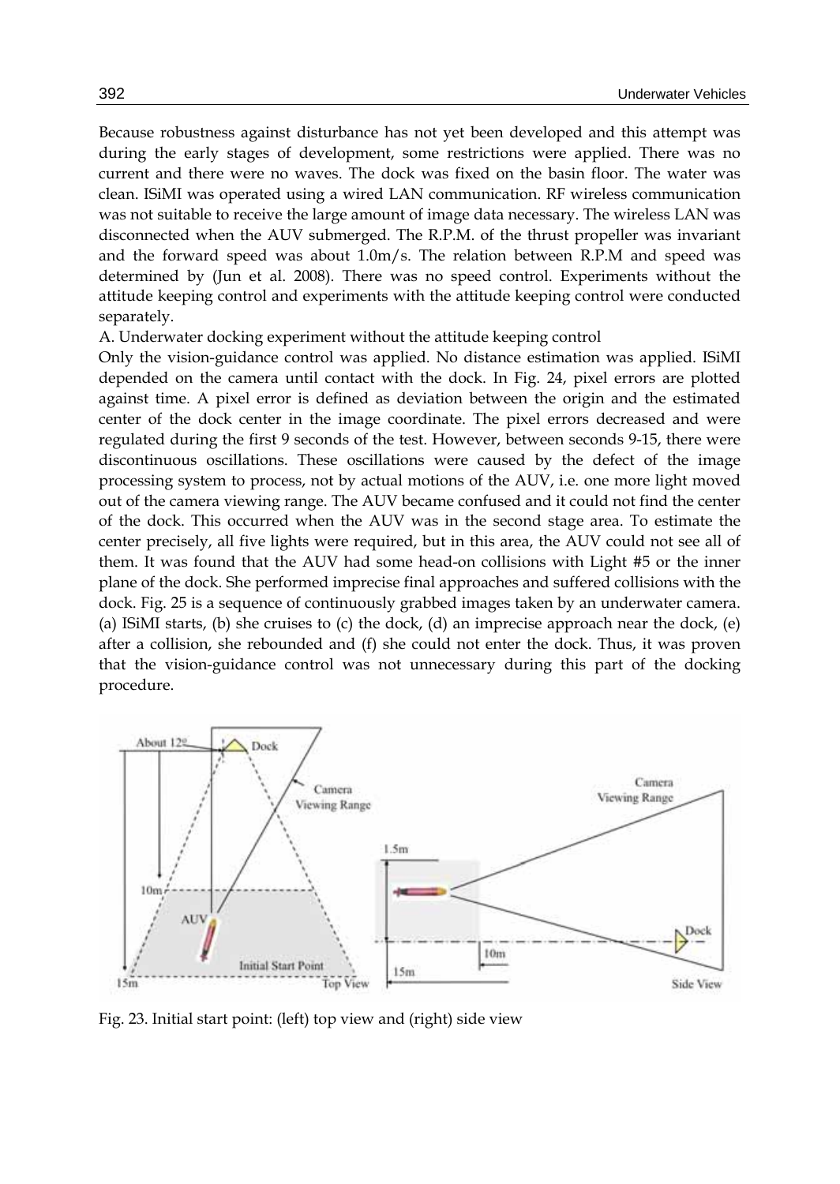Because robustness against disturbance has not yet been developed and this attempt was during the early stages of development, some restrictions were applied. There was no current and there were no waves. The dock was fixed on the basin floor. The water was clean. ISiMI was operated using a wired LAN communication. RF wireless communication was not suitable to receive the large amount of image data necessary. The wireless LAN was disconnected when the AUV submerged. The R.P.M. of the thrust propeller was invariant and the forward speed was about 1.0m/s. The relation between R.P.M and speed was determined by (Jun et al. 2008). There was no speed control. Experiments without the attitude keeping control and experiments with the attitude keeping control were conducted separately.

A. Underwater docking experiment without the attitude keeping control

Only the vision-guidance control was applied. No distance estimation was applied. ISiMI depended on the camera until contact with the dock. In Fig. 24, pixel errors are plotted against time. A pixel error is defined as deviation between the origin and the estimated center of the dock center in the image coordinate. The pixel errors decreased and were regulated during the first 9 seconds of the test. However, between seconds 9-15, there were discontinuous oscillations. These oscillations were caused by the defect of the image processing system to process, not by actual motions of the AUV, i.e. one more light moved out of the camera viewing range. The AUV became confused and it could not find the center of the dock. This occurred when the AUV was in the second stage area. To estimate the center precisely, all five lights were required, but in this area, the AUV could not see all of them. It was found that the AUV had some head-on collisions with Light #5 or the inner plane of the dock. She performed imprecise final approaches and suffered collisions with the dock. Fig. 25 is a sequence of continuously grabbed images taken by an underwater camera. (a) ISiMI starts, (b) she cruises to (c) the dock, (d) an imprecise approach near the dock, (e) after a collision, she rebounded and (f) she could not enter the dock. Thus, it was proven that the vision-guidance control was not unnecessary during this part of the docking procedure.

About 12º
Dock
Camera Viewing Range
10m
AUV
Initial Start Point
15m
Top View

Camera Viewing Range
1.5m
Dock
10m
15m
Side View

Fig. 23. Initial start point: (left) top view and (right) side view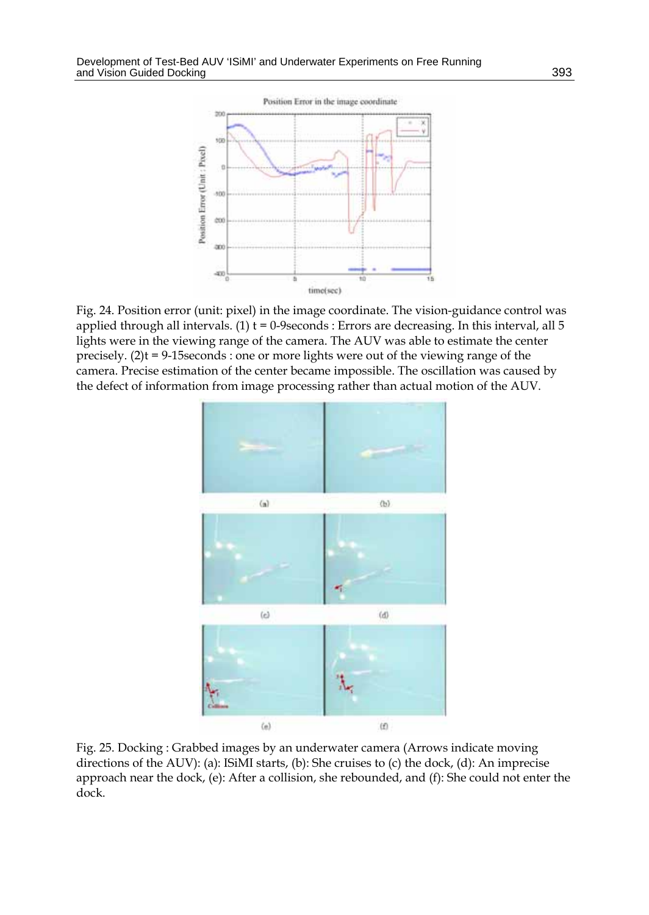Fig. 24. Position error (unit: pixel) in the image coordinate. The vision-guidance control was applied through all intervals. (1) t = 0-9seconds : Errors are decreasing. In this interval, all 5 lights were in the viewing range of the camera. The AUV was able to estimate the center precisely. (2)t = 9-15seconds : one or more lights were out of the viewing range of the camera. Precise estimation of the center became impossible. The oscillation was caused by the defect of information from image processing rather than actual motion of the AUV.

Fig. 25. Docking : Grabbed images by an underwater camera (Arrows indicate moving directions of the AUV): (a): ISiMI starts, (b): She cruises to (c) the dock, (d): An imprecise approach near the dock, (e): After a collision, she rebounded, and (f): She could not enter the dock.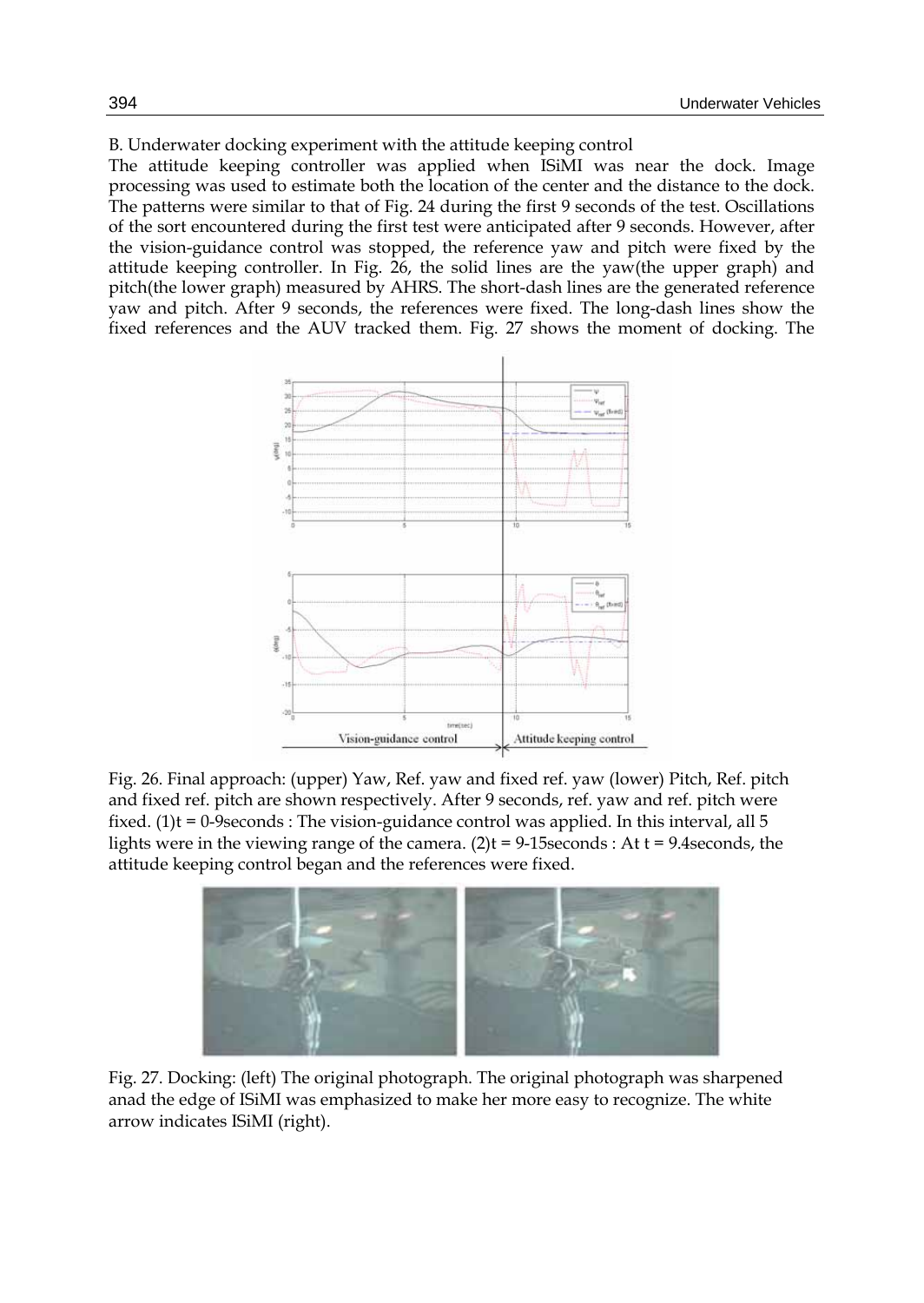B. Underwater docking experiment with the attitude keeping control

The attitude keeping controller was applied when ISiMI was near the dock. Image processing was used to estimate both the location of the center and the distance to the dock. The patterns were similar to that of Fig. 24 during the first 9 seconds of the test. Oscillations of the sort encountered during the first test were anticipated after 9 seconds. However, after the vision-guidance control was stopped, the reference yaw and pitch were fixed by the attitude keeping controller. In Fig. 26, the solid lines are the yaw(the upper graph) and pitch(the lower graph) measured by AHRS. The short-dash lines are the generated reference yaw and pitch. After 9 seconds, the references were fixed. The long-dash lines show the fixed references and the AUV tracked them. Fig. 27 shows the moment of docking. The

Fig. 26. Final approach: (upper) Yaw, Ref. yaw and fixed ref. yaw (lower) Pitch, Ref. pitch and fixed ref. pitch are shown respectively. After 9 seconds, ref. yaw and ref. pitch were fixed. (1)t = 0-9seconds : The vision-guidance control was applied. In this interval, all 5 lights were in the viewing range of the camera. (2)t = 9-15seconds : At t = 9.4seconds, the attitude keeping control began and the references were fixed.

Fig. 27. Docking: (left) The original photograph. The original photograph was sharpened anad the edge of ISiMI was emphasized to make her more easy to recognize. The white arrow indicates ISiMI (right).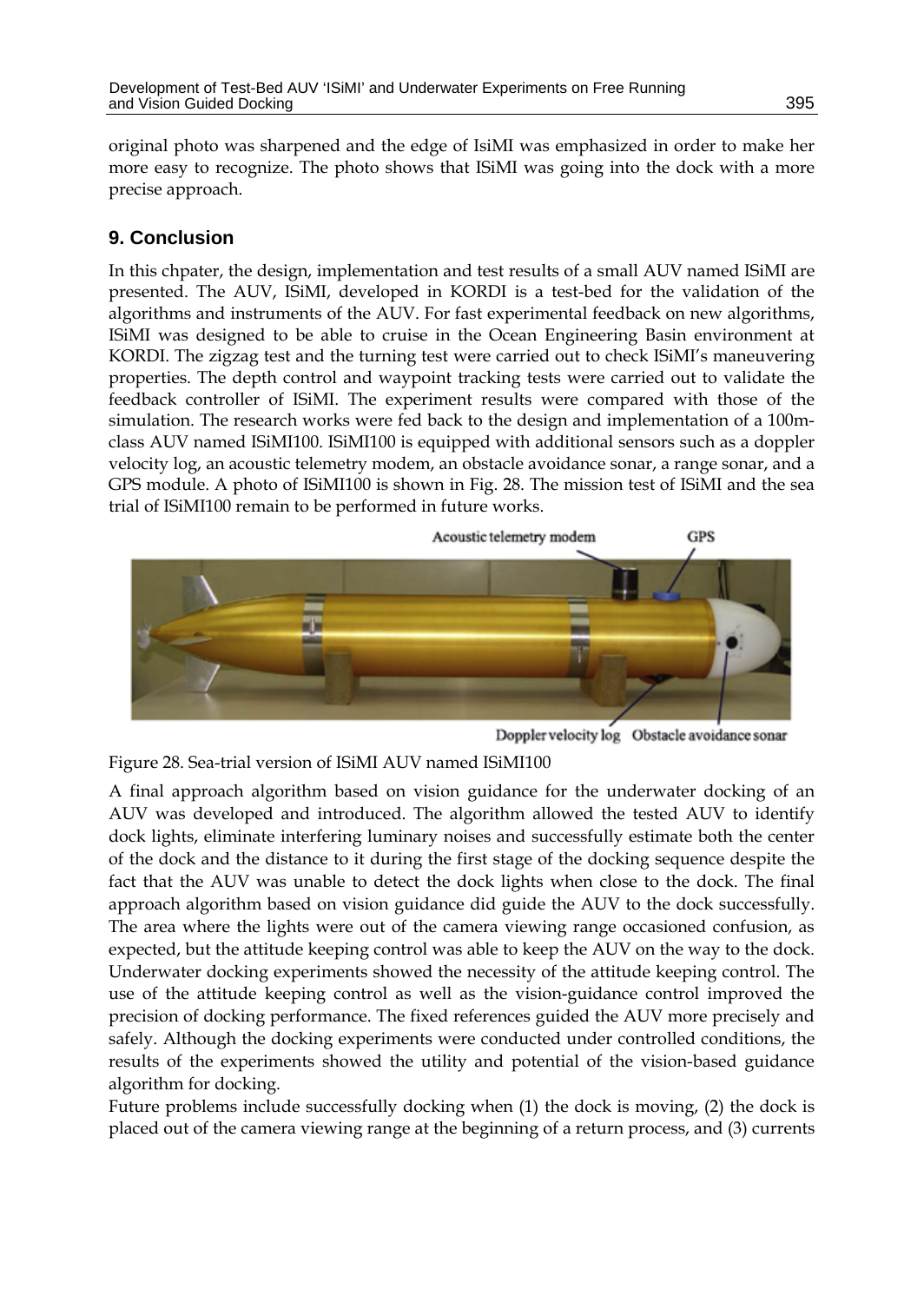original photo was sharpened and the edge of IsiMI was emphasized in order to make her more easy to recognize. The photo shows that ISiMI was going into the dock with a more precise approach.

## 9. Conclusion

In this chpater, the design, implementation and test results of a small AUV named ISiMI are presented. The AUV, ISiMI, developed in KORDI is a test-bed for the validation of the algorithms and instruments of the AUV. For fast experimental feedback on new algorithms, ISiMI was designed to be able to cruise in the Ocean Engineering Basin environment at KORDI. The zigzag test and the turning test were carried out to check ISiMI's maneuvering properties. The depth control and waypoint tracking tests were carried out to validate the feedback controller of ISiMI. The experiment results were compared with those of the simulation. The research works were fed back to the design and implementation of a 100m-class AUV named ISiMI100. ISiMI100 is equipped with additional sensors such as a doppler velocity log, an acoustic telemetry modem, an obstacle avoidance sonar, a range sonar, and a GPS module. A photo of ISiMI100 is shown in Fig. 28. The mission test of ISiMI and the sea trial of ISiMI100 remain to be performed in future works.

Acoustic telemetry modem

GPS

Doppler velocity log

Obstacle avoidance sonar

Figure 28. Sea-trial version of ISiMI AUV named ISiMI100

A final approach algorithm based on vision guidance for the underwater docking of an AUV was developed and introduced. The algorithm allowed the tested AUV to identify dock lights, eliminate interfering luminary noises and successfully estimate both the center of the dock and the distance to it during the first stage of the docking sequence despite the fact that the AUV was unable to detect the dock lights when close to the dock. The final approach algorithm based on vision guidance did guide the AUV to the dock successfully. The area where the lights were out of the camera viewing range occasioned confusion, as expected, but the attitude keeping control was able to keep the AUV on the way to the dock. Underwater docking experiments showed the necessity of the attitude keeping control. The use of the attitude keeping control as well as the vision-guidance control improved the precision of docking performance. The fixed references guided the AUV more precisely and safely. Although the docking experiments were conducted under controlled conditions, the results of the experiments showed the utility and potential of the vision-based guidance algorithm for docking.

Future problems include successfully docking when (1) the dock is moving, (2) the dock is placed out of the camera viewing range at the beginning of a return process, and (3) currents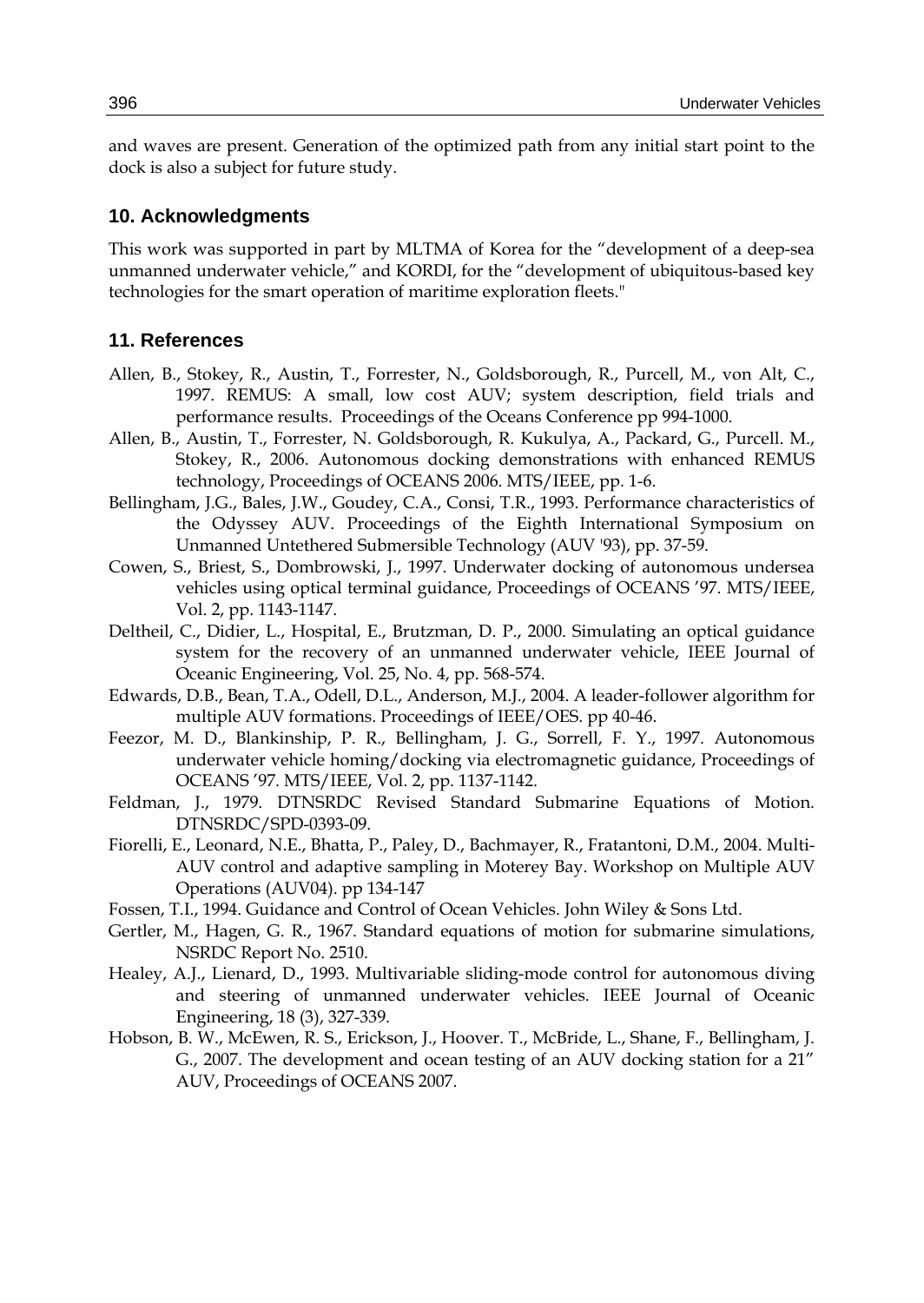and waves are present. Generation of the optimized path from any initial start point to the dock is also a subject for future study.

## 10. Acknowledgments

This work was supported in part by MLTMA of Korea for the "development of a deep-sea unmanned underwater vehicle," and KORDI, for the "development of ubiquitous-based key technologies for the smart operation of maritime exploration fleets."

## 11. References

Allen, B., Stokey, R., Austin, T., Forrester, N., Goldsborough, R., Purcell, M., von Alt, C., 1997. REMUS: A small, low cost AUV; system description, field trials and performance results. Proceedings of the Oceans Conference pp 994-1000.

Allen, B., Austin, T., Forrester, N. Goldsborough, R. Kukulya, A., Packard, G., Purcell. M., Stokey, R., 2006. Autonomous docking demonstrations with enhanced REMUS technology, Proceedings of OCEANS 2006. MTS/IEEE, pp. 1-6.

Bellingham, J.G., Bales, J.W., Goudey, C.A., Consi, T.R., 1993. Performance characteristics of the Odyssey AUV. Proceedings of the Eighth International Symposium on Unmanned Untethered Submersible Technology (AUV '93), pp. 37-59.

Cowen, S., Briest, S., Dombrowski, J., 1997. Underwater docking of autonomous undersea vehicles using optical terminal guidance, Proceedings of OCEANS '97. MTS/IEEE, Vol. 2, pp. 1143-1147.

Deltheil, C., Didier, L., Hospital, E., Brutzman, D. P., 2000. Simulating an optical guidance system for the recovery of an unmanned underwater vehicle, IEEE Journal of Oceanic Engineering, Vol. 25, No. 4, pp. 568-574.

Edwards, D.B., Bean, T.A., Odell, D.L., Anderson, M.J., 2004. A leader-follower algorithm for multiple AUV formations. Proceedings of IEEE/OES. pp 40-46.

Feezor, M. D., Blankinship, P. R., Bellingham, J. G., Sorrell, F. Y., 1997. Autonomous underwater vehicle homing/docking via electromagnetic guidance, Proceedings of OCEANS '97. MTS/IEEE, Vol. 2, pp. 1137-1142.

Feldman, J., 1979. DTNSRDC Revised Standard Submarine Equations of Motion. DTNSRDC/SPD-0393-09.

Fiorelli, E., Leonard, N.E., Bhatta, P., Paley, D., Bachmayer, R., Fratantoni, D.M., 2004. Multi-AUV control and adaptive sampling in Moterey Bay. Workshop on Multiple AUV Operations (AUV04). pp 134-147

Fossen, T.I., 1994. Guidance and Control of Ocean Vehicles. John Wiley & Sons Ltd.

Gertler, M., Hagen, G. R., 1967. Standard equations of motion for submarine simulations, NSRDC Report No. 2510.

Healey, A.J., Lienard, D., 1993. Multivariable sliding-mode control for autonomous diving and steering of unmanned underwater vehicles. IEEE Journal of Oceanic Engineering, 18 (3), 327-339.

Hobson, B. W., McEwen, R. S., Erickson, J., Hoover. T., McBride, L., Shane, F., Bellingham, J. G., 2007. The development and ocean testing of an AUV docking station for a 21" AUV, Proceedings of OCEANS 2007.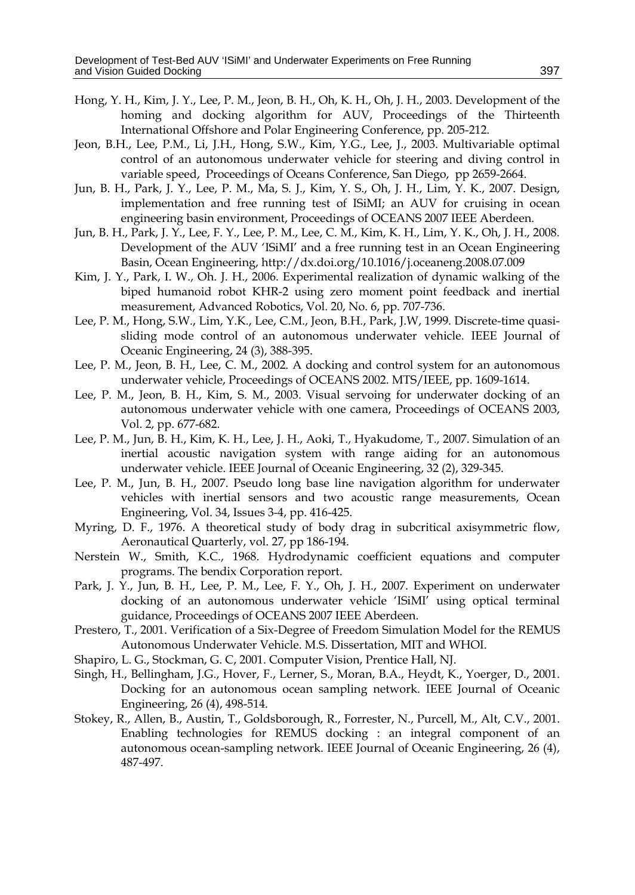Hong, Y. H., Kim, J. Y., Lee, P. M., Jeon, B. H., Oh, K. H., Oh, J. H., 2003. Development of the homing and docking algorithm for AUV, Proceedings of the Thirteenth International Offshore and Polar Engineering Conference, pp. 205-212.

Jeon, B.H., Lee, P.M., Li, J.H., Hong, S.W., Kim, Y.G., Lee, J., 2003. Multivariable optimal control of an autonomous underwater vehicle for steering and diving control in variable speed, Proceedings of Oceans Conference, San Diego, pp 2659-2664.

Jun, B. H., Park, J. Y., Lee, P. M., Ma, S. J., Kim, Y. S., Oh, J. H., Lim, Y. K., 2007. Design, implementation and free running test of ISiMI; an AUV for cruising in ocean engineering basin environment, Proceedings of OCEANS 2007 IEEE Aberdeen.

Jun, B. H., Park, J. Y., Lee, F. Y., Lee, P. M., Lee, C. M., Kim, K. H., Lim, Y. K., Oh, J. H., 2008. Development of the AUV 'ISiMI' and a free running test in an Ocean Engineering Basin, Ocean Engineering, http://dx.doi.org/10.1016/j.oceaneng.2008.07.009

Kim, J. Y., Park, I. W., Oh. J. H., 2006. Experimental realization of dynamic walking of the biped humanoid robot KHR-2 using zero moment point feedback and inertial measurement, Advanced Robotics, Vol. 20, No. 6, pp. 707-736.

Lee, P. M., Hong, S.W., Lim, Y.K., Lee, C.M., Jeon, B.H., Park, J.W, 1999. Discrete-time quasi-sliding mode control of an autonomous underwater vehicle. IEEE Journal of Oceanic Engineering, 24 (3), 388-395.

Lee, P. M., Jeon, B. H., Lee, C. M., 2002. A docking and control system for an autonomous underwater vehicle, Proceedings of OCEANS 2002. MTS/IEEE, pp. 1609-1614.

Lee, P. M., Jeon, B. H., Kim, S. M., 2003. Visual servoing for underwater docking of an autonomous underwater vehicle with one camera, Proceedings of OCEANS 2003, Vol. 2, pp. 677-682.

Lee, P. M., Jun, B. H., Kim, K. H., Lee, J. H., Aoki, T., Hyakudome, T., 2007. Simulation of an inertial acoustic navigation system with range aiding for an autonomous underwater vehicle. IEEE Journal of Oceanic Engineering, 32 (2), 329-345.

Lee, P. M., Jun, B. H., 2007. Pseudo long base line navigation algorithm for underwater vehicles with inertial sensors and two acoustic range measurements, Ocean Engineering, Vol. 34, Issues 3-4, pp. 416-425.

Myring, D. F., 1976. A theoretical study of body drag in subcritical axisymmetric flow, Aeronautical Quarterly, vol. 27, pp 186-194.

Nerstein W., Smith, K.C., 1968. Hydrodynamic coefficient equations and computer programs. The bendix Corporation report.

Park, J. Y., Jun, B. H., Lee, P. M., Lee, F. Y., Oh, J. H., 2007. Experiment on underwater docking of an autonomous underwater vehicle 'ISiMI' using optical terminal guidance, Proceedings of OCEANS 2007 IEEE Aberdeen.

Prestero, T., 2001. Verification of a Six-Degree of Freedom Simulation Model for the REMUS Autonomous Underwater Vehicle. M.S. Dissertation, MIT and WHOI.

Shapiro, L. G., Stockman, G. C, 2001. Computer Vision, Prentice Hall, NJ.

Singh, H., Bellingham, J.G., Hover, F., Lerner, S., Moran, B.A., Heydt, K., Yoerger, D., 2001. Docking for an autonomous ocean sampling network. IEEE Journal of Oceanic Engineering, 26 (4), 498-514.

Stokey, R., Allen, B., Austin, T., Goldsborough, R., Forrester, N., Purcell, M., Alt, C.V., 2001. Enabling technologies for REMUS docking : an integral component of an autonomous ocean-sampling network. IEEE Journal of Oceanic Engineering, 26 (4), 487-497.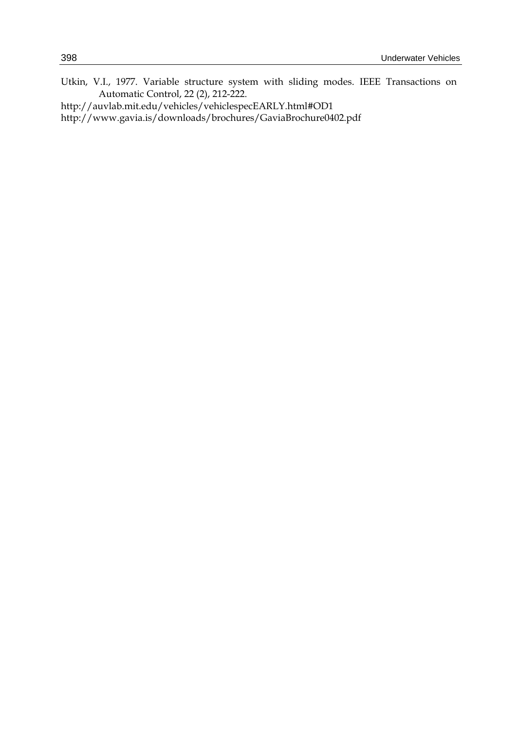Utkin, V.I., 1977. Variable structure system with sliding modes. IEEE Transactions on Automatic Control, 22 (2), 212-222.

http://auvlab.mit.edu/vehicles/vehiclespecEARLY.html#OD1

http://www.gavia.is/downloads/brochures/GaviaBrochure0402.pdf